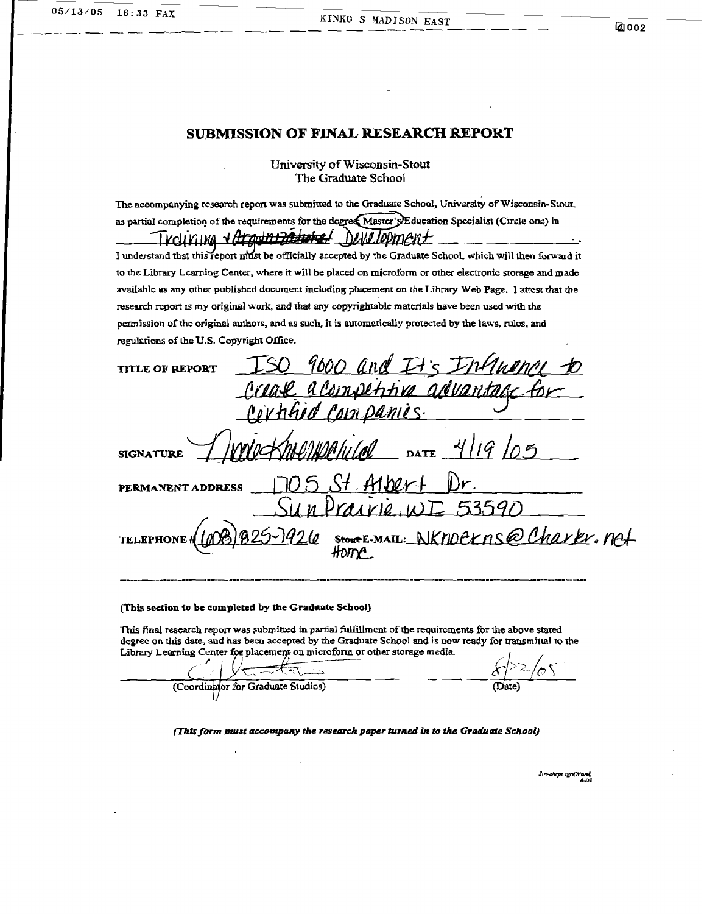# SUBMISSION OF FINAL RESEARCH REPORT

University of Wisconsin-Stout
The Graduate School

The accompanying research report was submitted to the Graduate School, University of Wisconsin-Stout, as partial completion of the requirements for the degree, (Master's)/Education Specialist (Circle one) in Training + Organizational Development.

I understand that this report must be officially accepted by the Graduate School, which will then forward it to the Library Learning Center, where it will be placed on microform or other electronic storage and made available as any other published document including placement on the Library Web Page. I attest that the research report is my original work, and that any copyrightable materials have been used with the permission of the original authors, and as such, it is automatically protected by the laws, rules, and regulations of the U.S. Copyright Office.

TITLE OF REPORT: ISO 9000 and It's Influence to create a competitive advantage for certified companies.

SIGNATURE: Nicole Knoernschild DATE: 4/19/05

PERMANENT ADDRESS: 1705 St. Albert Dr. Sun Prairie, WI 53590

TELEPHONE #: (608) 825-7926 ~~Stout~~ E-MAIL: NKnoerns@Charter.net Home

---

**(This section to be completed by the Graduate School)**

This final research report was submitted in partial fulfillment of the requirements for the above stated degree on this date, and has been accepted by the Graduate School and is now ready for transmittal to the Library Learning Center for placement on microform or other storage media.

(Coordinator for Graduate Studies) 8/22/05 (Date)

*(This form must accompany the research paper turned in to the Graduate School)*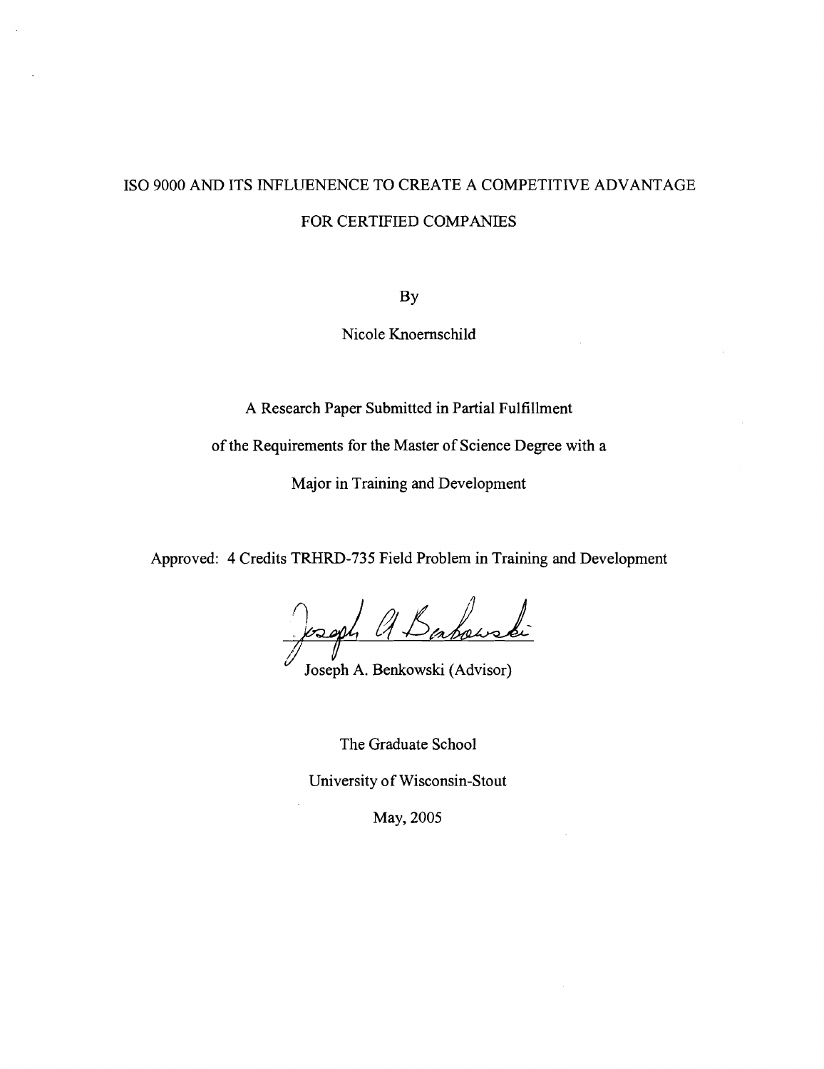# ISO 9000 AND ITS INFLUENENCE TO CREATE A COMPETITIVE ADVANTAGE FOR CERTIFIED COMPANIES

By

Nicole Knoernschild

A Research Paper Submitted in Partial Fulfillment

of the Requirements for the Master of Science Degree with a

Major in Training and Development

Approved: 4 Credits TRHRD-735 Field Problem in Training and Development

Joseph A. Benkowski (Advisor)

The Graduate School

University of Wisconsin-Stout

May, 2005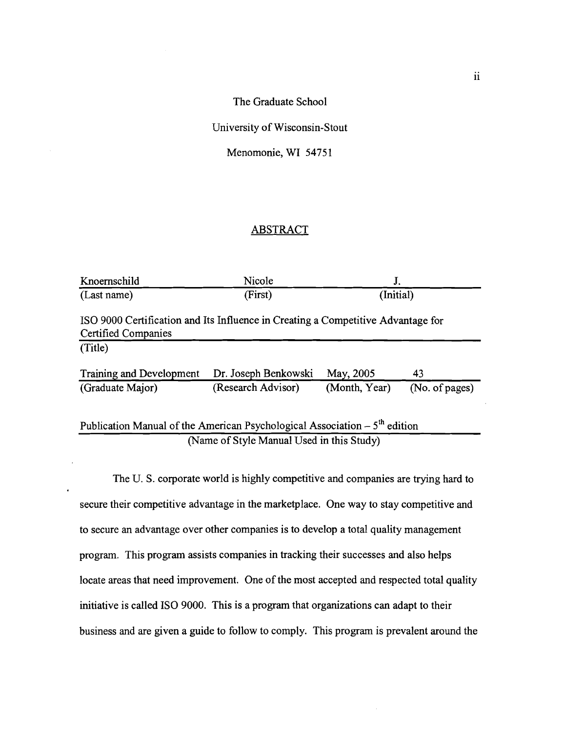The Graduate School

University of Wisconsin-Stout

Menomonie, WI 54751

## ABSTRACT

| Knoernschild | Nicole | J. | |
|---|---|---|---|
| (Last name) | (First) | (Initial) | |

ISO 9000 Certification and Its Influence in Creating a Competitive Advantage for Certified Companies
(Title)

| Training and Development | Dr. Joseph Benkowski | May, 2005 | 43 |
|---|---|---|---|
| (Graduate Major) | (Research Advisor) | (Month, Year) | (No. of pages) |

Publication Manual of the American Psychological Association – 5th edition
(Name of Style Manual Used in this Study)

The U. S. corporate world is highly competitive and companies are trying hard to secure their competitive advantage in the marketplace. One way to stay competitive and to secure an advantage over other companies is to develop a total quality management program. This program assists companies in tracking their successes and also helps locate areas that need improvement. One of the most accepted and respected total quality initiative is called ISO 9000. This is a program that organizations can adapt to their business and are given a guide to follow to comply. This program is prevalent around the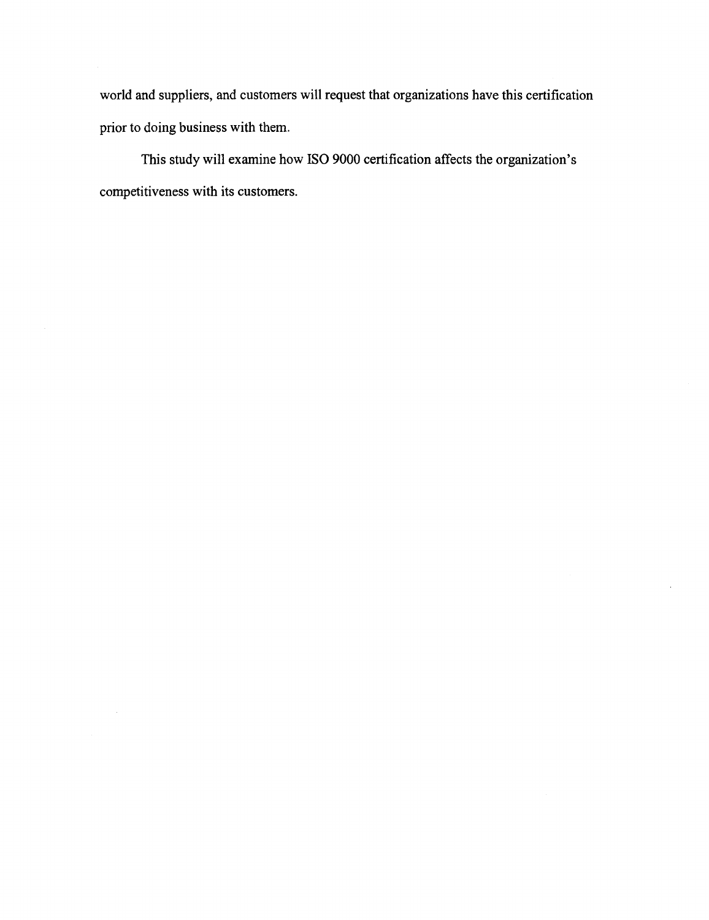world and suppliers, and customers will request that organizations have this certification prior to doing business with them.

This study will examine how ISO 9000 certification affects the organization's competitiveness with its customers.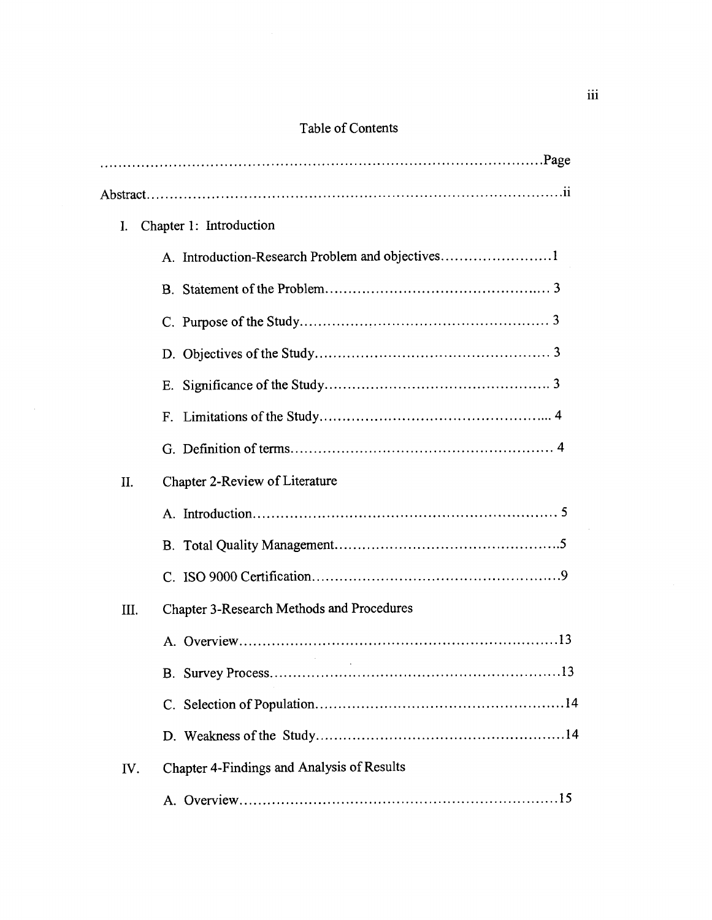# Table of Contents

| | Page |
|---|---|
| Abstract | ii |
| I. Chapter 1: Introduction | |
| A. Introduction-Research Problem and objectives | 1 |
| B. Statement of the Problem | 3 |
| C. Purpose of the Study | 3 |
| D. Objectives of the Study | 3 |
| E. Significance of the Study | 3 |
| F. Limitations of the Study | 4 |
| G. Definition of terms | 4 |
| II. Chapter 2-Review of Literature | |
| A. Introduction | 5 |
| B. Total Quality Management | 5 |
| C. ISO 9000 Certification | 9 |
| III. Chapter 3-Research Methods and Procedures | |
| A. Overview | 13 |
| B. Survey Process | 13 |
| C. Selection of Population | 14 |
| D. Weakness of the Study | 14 |
| IV. Chapter 4-Findings and Analysis of Results | |
| A. Overview | 15 |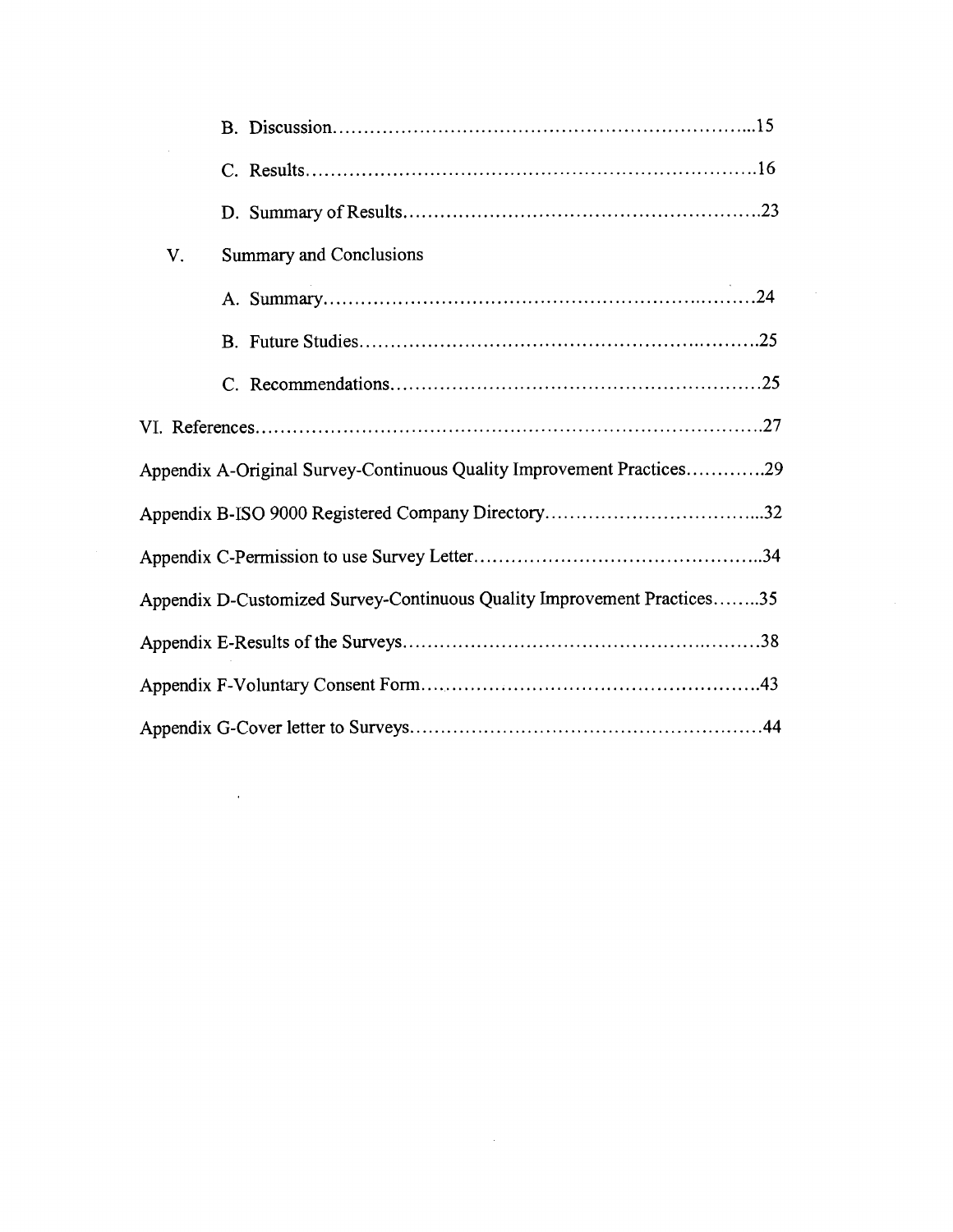B. Discussion.....................................................................15

C. Results..........................................................................16

D. Summary of Results.........................................................23

V. Summary and Conclusions

A. Summary........................................................................24

B. Future Studies.................................................................25

C. Recommendations...........................................................25

VI. References..........................................................................27

Appendix A-Original Survey-Continuous Quality Improvement Practices.............29

Appendix B-ISO 9000 Registered Company Directory....................................32

Appendix C-Permission to use Survey Letter...............................................34

Appendix D-Customized Survey-Continuous Quality Improvement Practices........35

Appendix E-Results of the Surveys..............................................................38

Appendix F-Voluntary Consent Form............................................................43

Appendix G-Cover letter to Surveys.............................................................44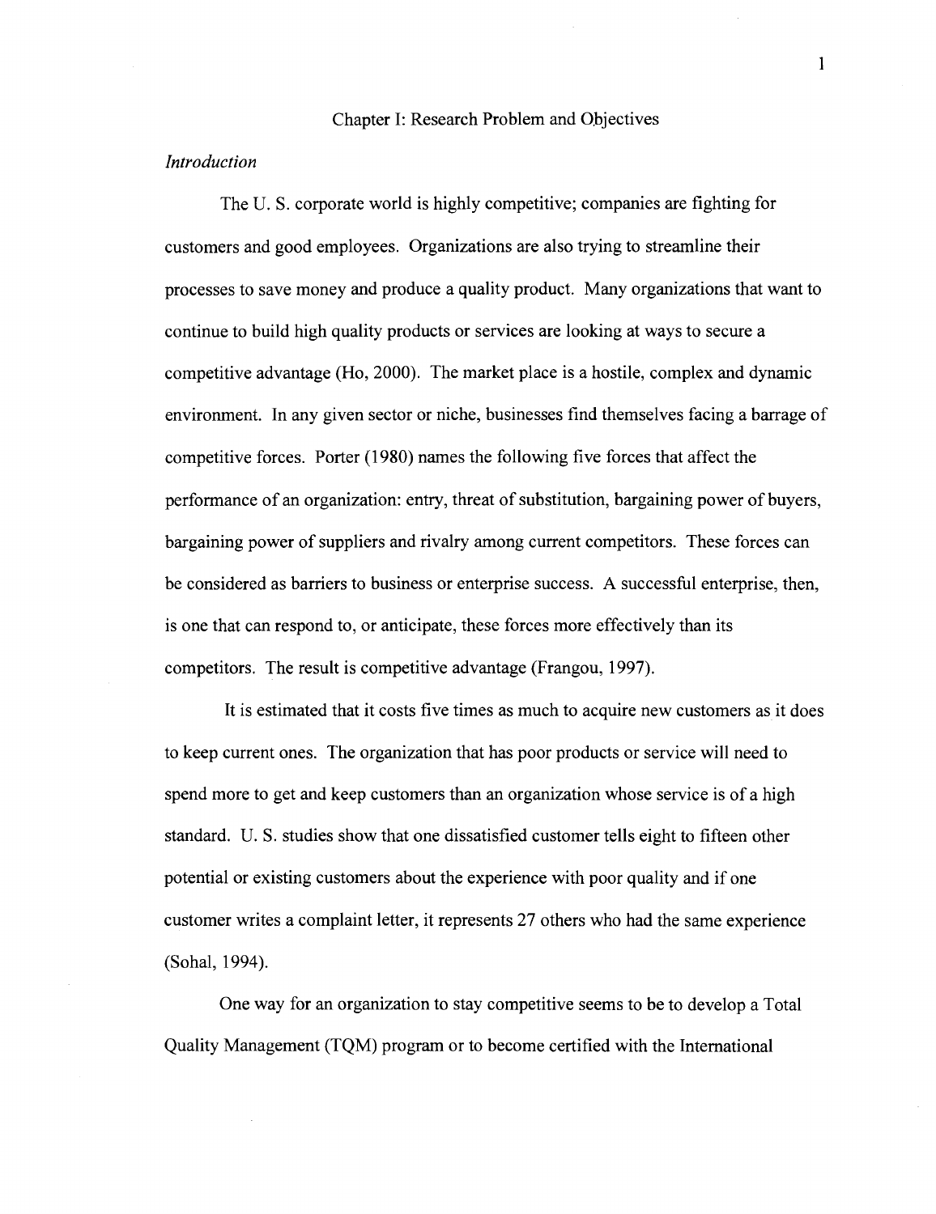# Chapter I: Research Problem and Objectives

*Introduction*

The U. S. corporate world is highly competitive; companies are fighting for customers and good employees. Organizations are also trying to streamline their processes to save money and produce a quality product. Many organizations that want to continue to build high quality products or services are looking at ways to secure a competitive advantage (Ho, 2000). The market place is a hostile, complex and dynamic environment. In any given sector or niche, businesses find themselves facing a barrage of competitive forces. Porter (1980) names the following five forces that affect the performance of an organization: entry, threat of substitution, bargaining power of buyers, bargaining power of suppliers and rivalry among current competitors. These forces can be considered as barriers to business or enterprise success. A successful enterprise, then, is one that can respond to, or anticipate, these forces more effectively than its competitors. The result is competitive advantage (Frangou, 1997).

It is estimated that it costs five times as much to acquire new customers as it does to keep current ones. The organization that has poor products or service will need to spend more to get and keep customers than an organization whose service is of a high standard. U. S. studies show that one dissatisfied customer tells eight to fifteen other potential or existing customers about the experience with poor quality and if one customer writes a complaint letter, it represents 27 others who had the same experience (Sohal, 1994).

One way for an organization to stay competitive seems to be to develop a Total Quality Management (TQM) program or to become certified with the International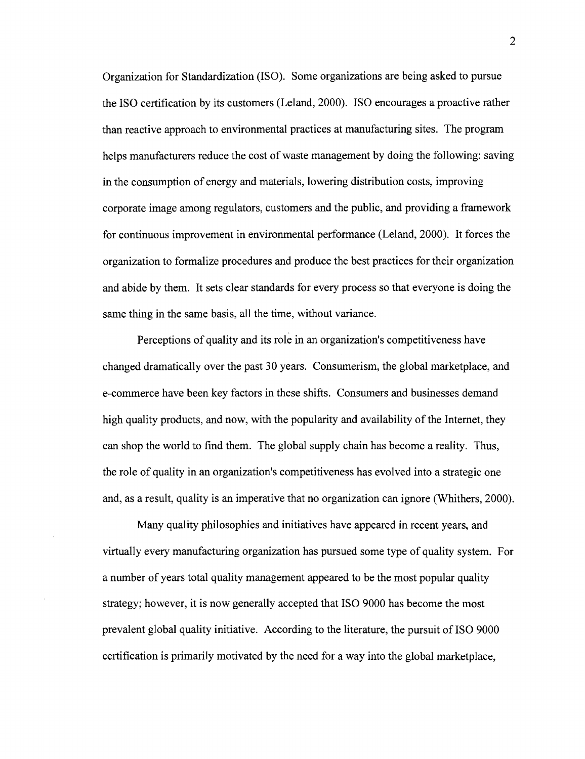Organization for Standardization (ISO). Some organizations are being asked to pursue the ISO certification by its customers (Leland, 2000). ISO encourages a proactive rather than reactive approach to environmental practices at manufacturing sites. The program helps manufacturers reduce the cost of waste management by doing the following: saving in the consumption of energy and materials, lowering distribution costs, improving corporate image among regulators, customers and the public, and providing a framework for continuous improvement in environmental performance (Leland, 2000). It forces the organization to formalize procedures and produce the best practices for their organization and abide by them. It sets clear standards for every process so that everyone is doing the same thing in the same basis, all the time, without variance.

Perceptions of quality and its role in an organization's competitiveness have changed dramatically over the past 30 years. Consumerism, the global marketplace, and e-commerce have been key factors in these shifts. Consumers and businesses demand high quality products, and now, with the popularity and availability of the Internet, they can shop the world to find them. The global supply chain has become a reality. Thus, the role of quality in an organization's competitiveness has evolved into a strategic one and, as a result, quality is an imperative that no organization can ignore (Whithers, 2000).

Many quality philosophies and initiatives have appeared in recent years, and virtually every manufacturing organization has pursued some type of quality system. For a number of years total quality management appeared to be the most popular quality strategy; however, it is now generally accepted that ISO 9000 has become the most prevalent global quality initiative. According to the literature, the pursuit of ISO 9000 certification is primarily motivated by the need for a way into the global marketplace,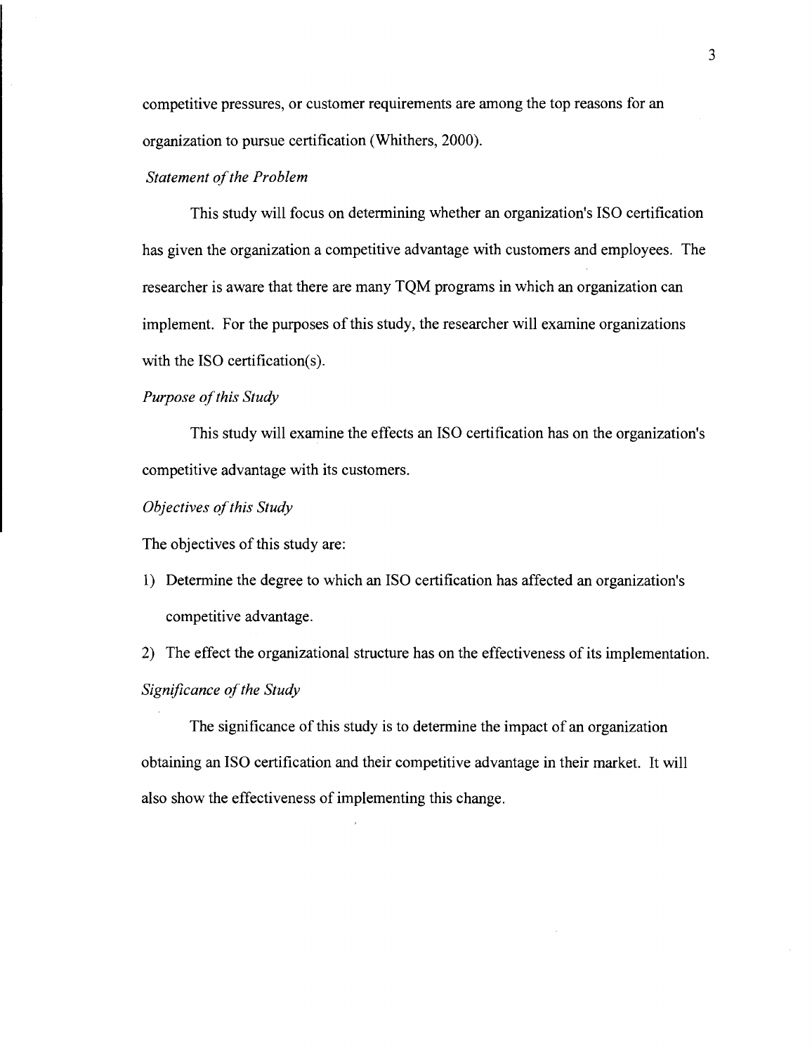competitive pressures, or customer requirements are among the top reasons for an organization to pursue certification (Whithers, 2000).

*Statement of the Problem*

This study will focus on determining whether an organization's ISO certification has given the organization a competitive advantage with customers and employees. The researcher is aware that there are many TQM programs in which an organization can implement. For the purposes of this study, the researcher will examine organizations with the ISO certification(s).

*Purpose of this Study*

This study will examine the effects an ISO certification has on the organization's competitive advantage with its customers.

*Objectives of this Study*

The objectives of this study are:

1) Determine the degree to which an ISO certification has affected an organization's competitive advantage.
2) The effect the organizational structure has on the effectiveness of its implementation.

*Significance of the Study*

The significance of this study is to determine the impact of an organization obtaining an ISO certification and their competitive advantage in their market. It will also show the effectiveness of implementing this change.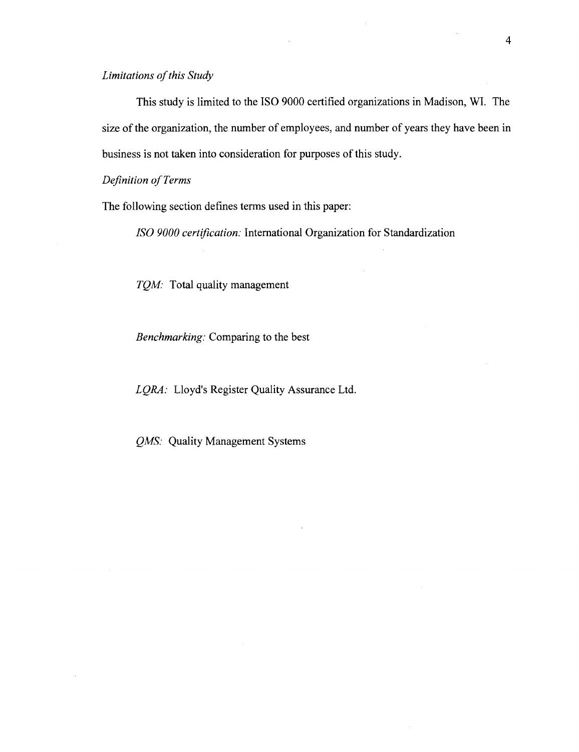*Limitations of this Study*

This study is limited to the ISO 9000 certified organizations in Madison, WI. The size of the organization, the number of employees, and number of years they have been in business is not taken into consideration for purposes of this study.

*Definition of Terms*

The following section defines terms used in this paper:

*ISO 9000 certification:* International Organization for Standardization

*TQM:* Total quality management

*Benchmarking:* Comparing to the best

*LQRA:* Lloyd's Register Quality Assurance Ltd.

*QMS:* Quality Management Systems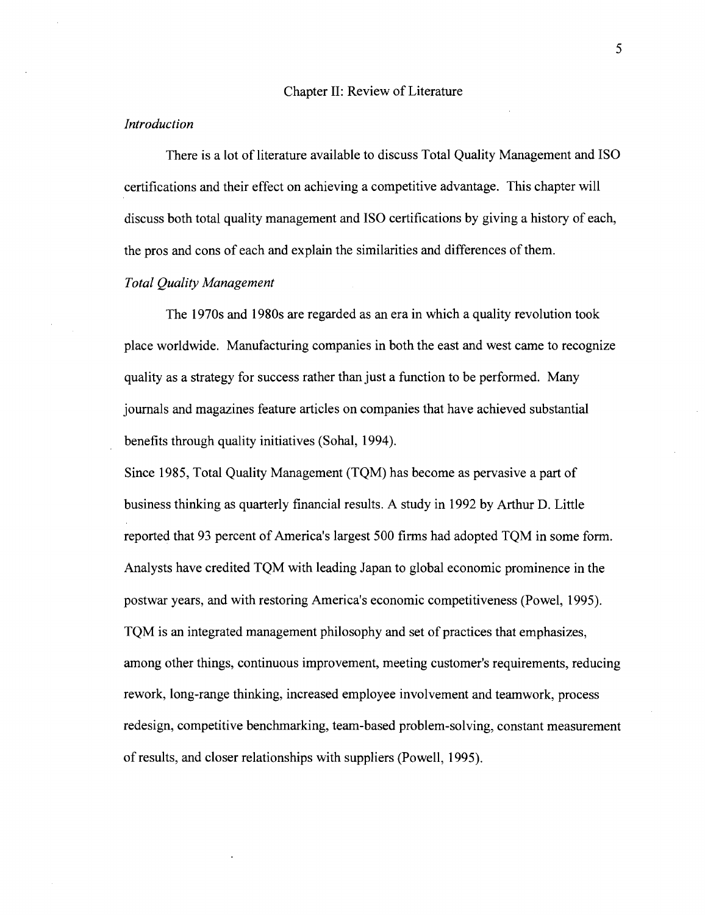# Chapter II: Review of Literature

*Introduction*

There is a lot of literature available to discuss Total Quality Management and ISO certifications and their effect on achieving a competitive advantage. This chapter will discuss both total quality management and ISO certifications by giving a history of each, the pros and cons of each and explain the similarities and differences of them.

*Total Quality Management*

The 1970s and 1980s are regarded as an era in which a quality revolution took place worldwide. Manufacturing companies in both the east and west came to recognize quality as a strategy for success rather than just a function to be performed. Many journals and magazines feature articles on companies that have achieved substantial benefits through quality initiatives (Sohal, 1994).

Since 1985, Total Quality Management (TQM) has become as pervasive a part of business thinking as quarterly financial results. A study in 1992 by Arthur D. Little reported that 93 percent of America's largest 500 firms had adopted TQM in some form. Analysts have credited TQM with leading Japan to global economic prominence in the postwar years, and with restoring America's economic competitiveness (Powel, 1995). TQM is an integrated management philosophy and set of practices that emphasizes, among other things, continuous improvement, meeting customer's requirements, reducing rework, long-range thinking, increased employee involvement and teamwork, process redesign, competitive benchmarking, team-based problem-solving, constant measurement of results, and closer relationships with suppliers (Powell, 1995).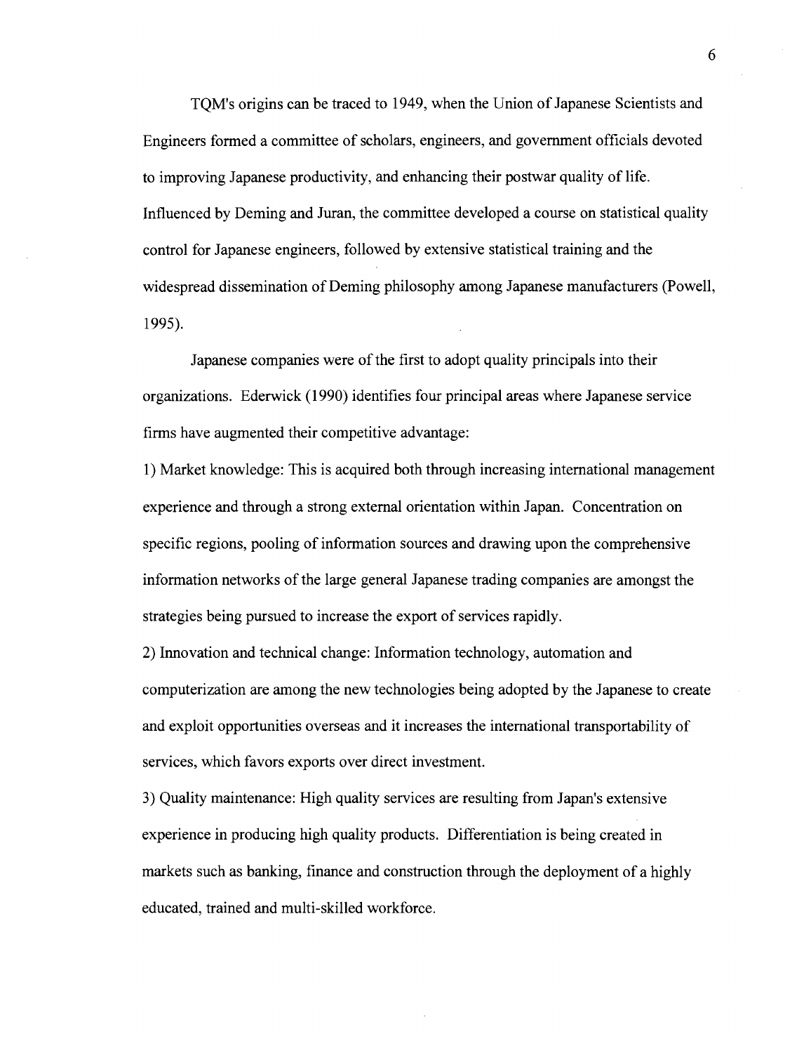TQM's origins can be traced to 1949, when the Union of Japanese Scientists and Engineers formed a committee of scholars, engineers, and government officials devoted to improving Japanese productivity, and enhancing their postwar quality of life. Influenced by Deming and Juran, the committee developed a course on statistical quality control for Japanese engineers, followed by extensive statistical training and the widespread dissemination of Deming philosophy among Japanese manufacturers (Powell, 1995).

Japanese companies were of the first to adopt quality principals into their organizations. Ederwick (1990) identifies four principal areas where Japanese service firms have augmented their competitive advantage:

1) Market knowledge: This is acquired both through increasing international management experience and through a strong external orientation within Japan. Concentration on specific regions, pooling of information sources and drawing upon the comprehensive information networks of the large general Japanese trading companies are amongst the strategies being pursued to increase the export of services rapidly.

2) Innovation and technical change: Information technology, automation and computerization are among the new technologies being adopted by the Japanese to create and exploit opportunities overseas and it increases the international transportability of services, which favors exports over direct investment.

3) Quality maintenance: High quality services are resulting from Japan's extensive experience in producing high quality products. Differentiation is being created in markets such as banking, finance and construction through the deployment of a highly educated, trained and multi-skilled workforce.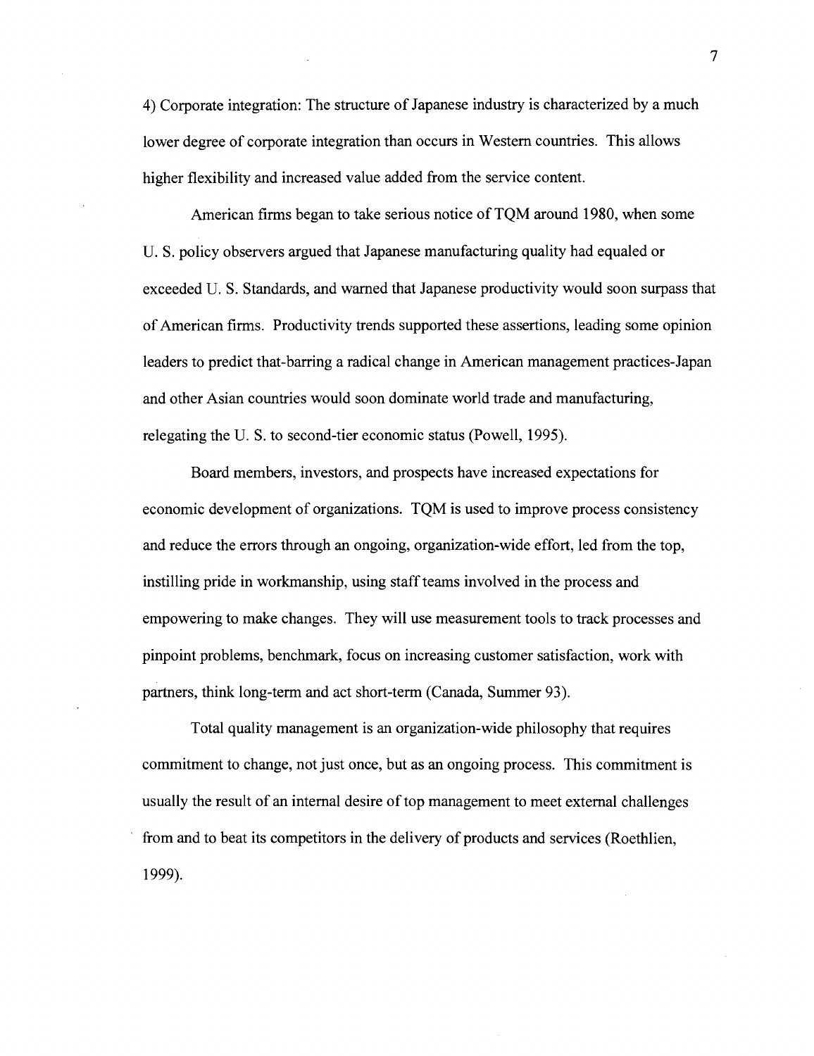4) Corporate integration: The structure of Japanese industry is characterized by a much lower degree of corporate integration than occurs in Western countries. This allows higher flexibility and increased value added from the service content.

American firms began to take serious notice of TQM around 1980, when some U. S. policy observers argued that Japanese manufacturing quality had equaled or exceeded U. S. Standards, and warned that Japanese productivity would soon surpass that of American firms. Productivity trends supported these assertions, leading some opinion leaders to predict that-barring a radical change in American management practices-Japan and other Asian countries would soon dominate world trade and manufacturing, relegating the U. S. to second-tier economic status (Powell, 1995).

Board members, investors, and prospects have increased expectations for economic development of organizations. TQM is used to improve process consistency and reduce the errors through an ongoing, organization-wide effort, led from the top, instilling pride in workmanship, using staff teams involved in the process and empowering to make changes. They will use measurement tools to track processes and pinpoint problems, benchmark, focus on increasing customer satisfaction, work with partners, think long-term and act short-term (Canada, Summer 93).

Total quality management is an organization-wide philosophy that requires commitment to change, not just once, but as an ongoing process. This commitment is usually the result of an internal desire of top management to meet external challenges from and to beat its competitors in the delivery of products and services (Roethlien, 1999).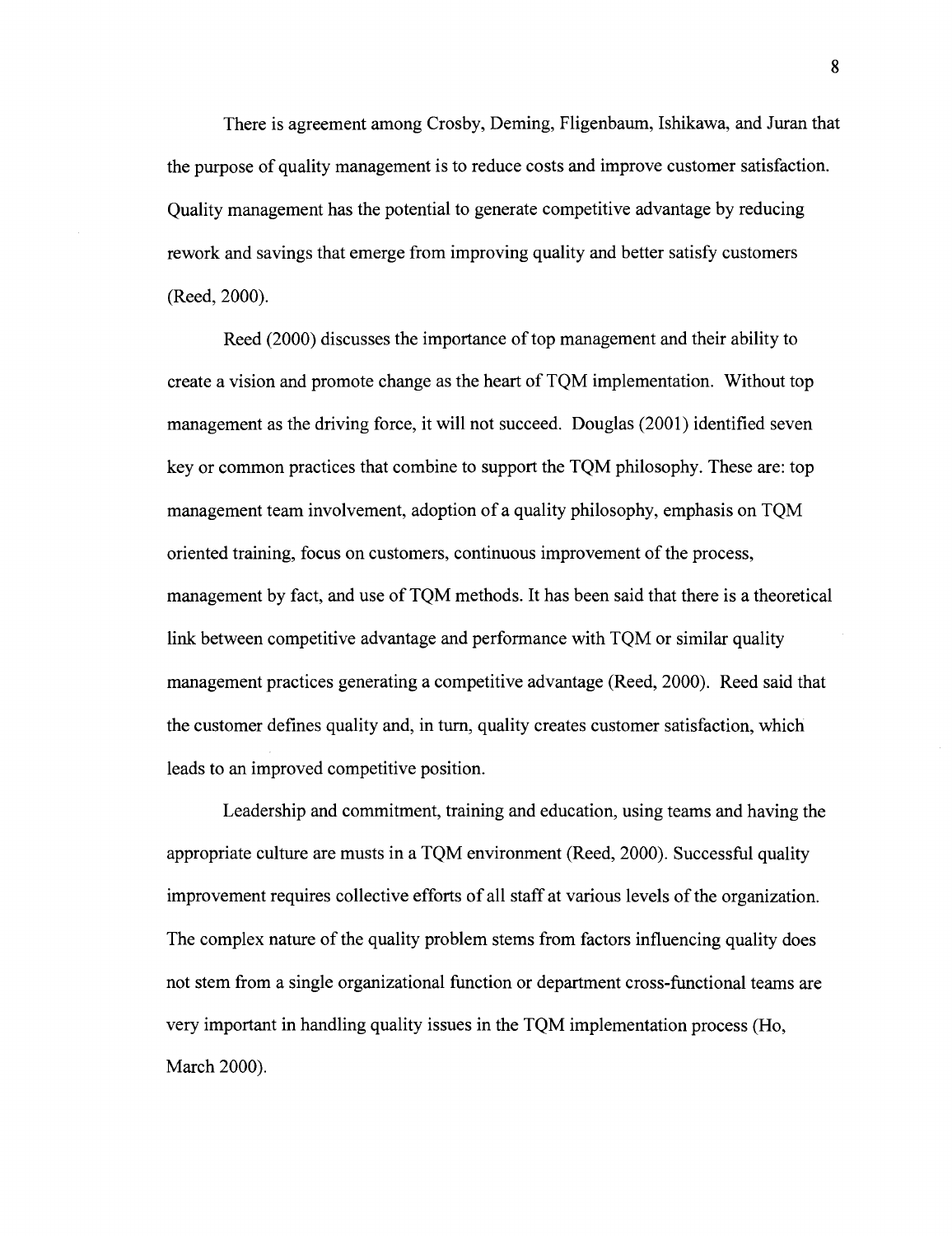There is agreement among Crosby, Deming, Fligenbaum, Ishikawa, and Juran that the purpose of quality management is to reduce costs and improve customer satisfaction. Quality management has the potential to generate competitive advantage by reducing rework and savings that emerge from improving quality and better satisfy customers (Reed, 2000).

Reed (2000) discusses the importance of top management and their ability to create a vision and promote change as the heart of TQM implementation. Without top management as the driving force, it will not succeed. Douglas (2001) identified seven key or common practices that combine to support the TQM philosophy. These are: top management team involvement, adoption of a quality philosophy, emphasis on TQM oriented training, focus on customers, continuous improvement of the process, management by fact, and use of TQM methods. It has been said that there is a theoretical link between competitive advantage and performance with TQM or similar quality management practices generating a competitive advantage (Reed, 2000). Reed said that the customer defines quality and, in turn, quality creates customer satisfaction, which leads to an improved competitive position.

Leadership and commitment, training and education, using teams and having the appropriate culture are musts in a TQM environment (Reed, 2000). Successful quality improvement requires collective efforts of all staff at various levels of the organization. The complex nature of the quality problem stems from factors influencing quality does not stem from a single organizational function or department cross-functional teams are very important in handling quality issues in the TQM implementation process (Ho, March 2000).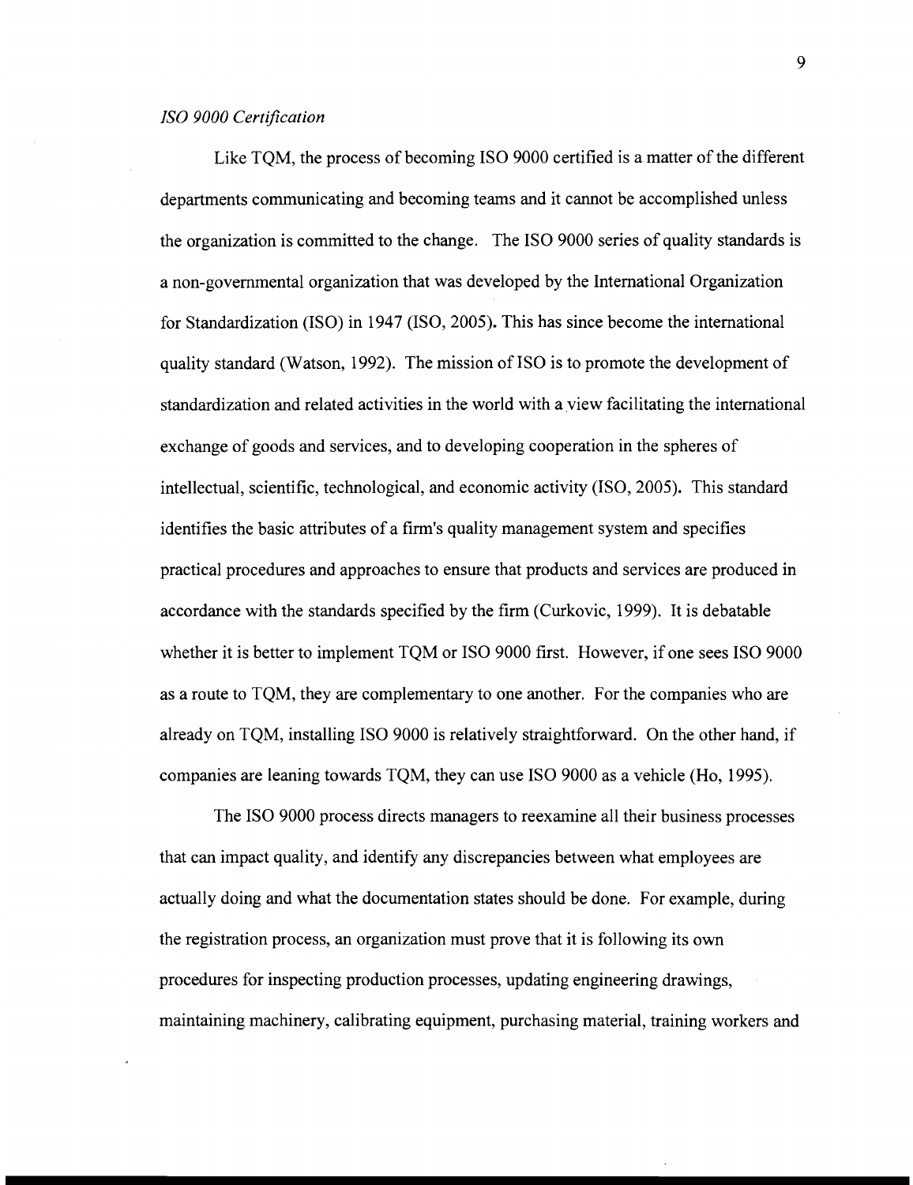*ISO 9000 Certification*

Like TQM, the process of becoming ISO 9000 certified is a matter of the different departments communicating and becoming teams and it cannot be accomplished unless the organization is committed to the change. The ISO 9000 series of quality standards is a non-governmental organization that was developed by the International Organization for Standardization (ISO) in 1947 (ISO, 2005). This has since become the international quality standard (Watson, 1992). The mission of ISO is to promote the development of standardization and related activities in the world with a view facilitating the international exchange of goods and services, and to developing cooperation in the spheres of intellectual, scientific, technological, and economic activity (ISO, 2005). This standard identifies the basic attributes of a firm's quality management system and specifies practical procedures and approaches to ensure that products and services are produced in accordance with the standards specified by the firm (Curkovic, 1999). It is debatable whether it is better to implement TQM or ISO 9000 first. However, if one sees ISO 9000 as a route to TQM, they are complementary to one another. For the companies who are already on TQM, installing ISO 9000 is relatively straightforward. On the other hand, if companies are leaning towards TQM, they can use ISO 9000 as a vehicle (Ho, 1995).

The ISO 9000 process directs managers to reexamine all their business processes that can impact quality, and identify any discrepancies between what employees are actually doing and what the documentation states should be done. For example, during the registration process, an organization must prove that it is following its own procedures for inspecting production processes, updating engineering drawings, maintaining machinery, calibrating equipment, purchasing material, training workers and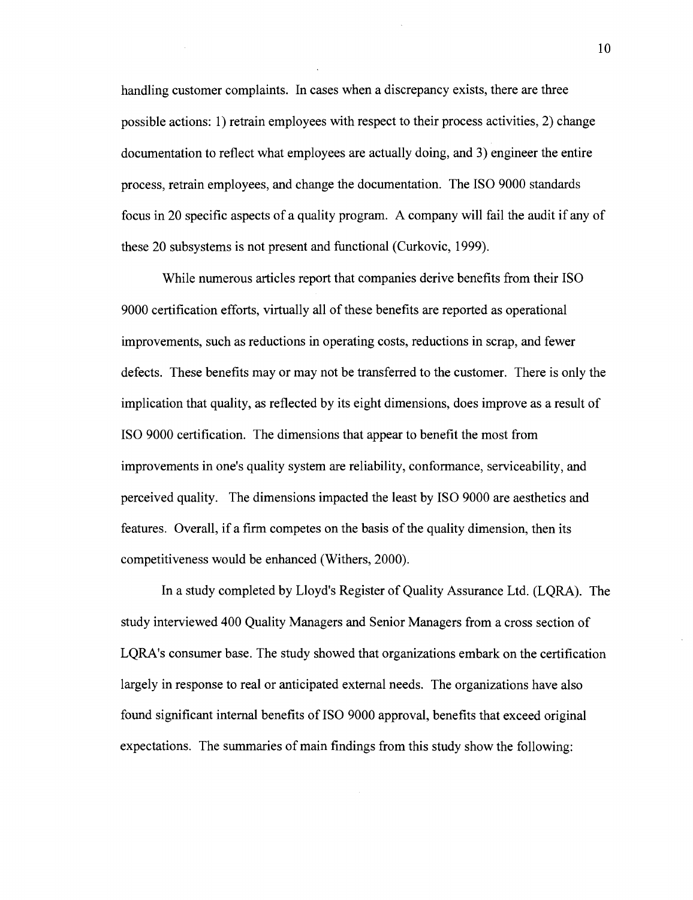handling customer complaints. In cases when a discrepancy exists, there are three possible actions: 1) retrain employees with respect to their process activities, 2) change documentation to reflect what employees are actually doing, and 3) engineer the entire process, retrain employees, and change the documentation. The ISO 9000 standards focus in 20 specific aspects of a quality program. A company will fail the audit if any of these 20 subsystems is not present and functional (Curkovic, 1999).

While numerous articles report that companies derive benefits from their ISO 9000 certification efforts, virtually all of these benefits are reported as operational improvements, such as reductions in operating costs, reductions in scrap, and fewer defects. These benefits may or may not be transferred to the customer. There is only the implication that quality, as reflected by its eight dimensions, does improve as a result of ISO 9000 certification. The dimensions that appear to benefit the most from improvements in one's quality system are reliability, conformance, serviceability, and perceived quality. The dimensions impacted the least by ISO 9000 are aesthetics and features. Overall, if a firm competes on the basis of the quality dimension, then its competitiveness would be enhanced (Withers, 2000).

In a study completed by Lloyd's Register of Quality Assurance Ltd. (LQRA). The study interviewed 400 Quality Managers and Senior Managers from a cross section of LQRA's consumer base. The study showed that organizations embark on the certification largely in response to real or anticipated external needs. The organizations have also found significant internal benefits of ISO 9000 approval, benefits that exceed original expectations. The summaries of main findings from this study show the following: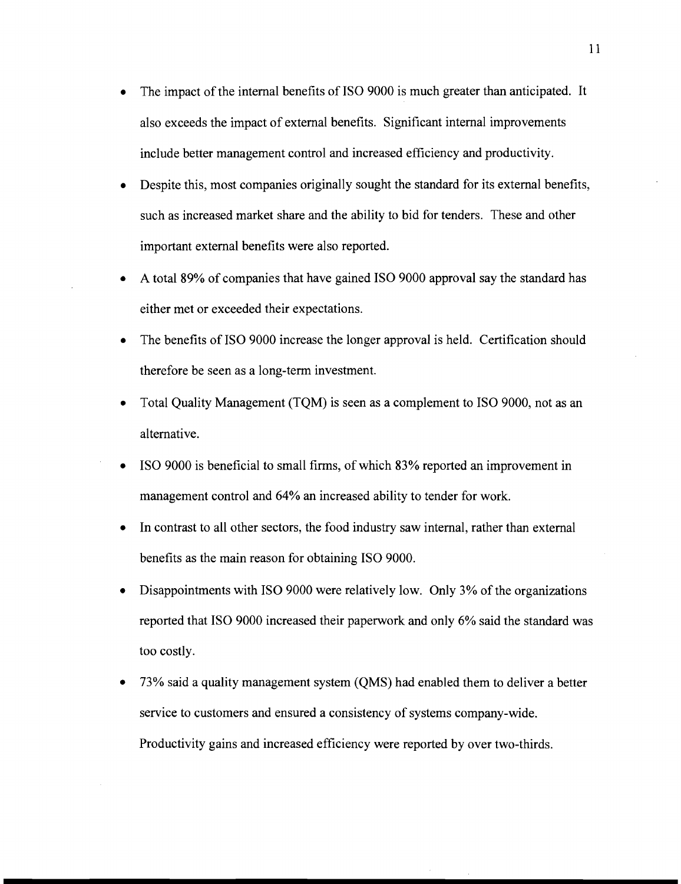- The impact of the internal benefits of ISO 9000 is much greater than anticipated. It also exceeds the impact of external benefits. Significant internal improvements include better management control and increased efficiency and productivity.
- Despite this, most companies originally sought the standard for its external benefits, such as increased market share and the ability to bid for tenders. These and other important external benefits were also reported.
- A total 89% of companies that have gained ISO 9000 approval say the standard has either met or exceeded their expectations.
- The benefits of ISO 9000 increase the longer approval is held. Certification should therefore be seen as a long-term investment.
- Total Quality Management (TQM) is seen as a complement to ISO 9000, not as an alternative.
- ISO 9000 is beneficial to small firms, of which 83% reported an improvement in management control and 64% an increased ability to tender for work.
- In contrast to all other sectors, the food industry saw internal, rather than external benefits as the main reason for obtaining ISO 9000.
- Disappointments with ISO 9000 were relatively low. Only 3% of the organizations reported that ISO 9000 increased their paperwork and only 6% said the standard was too costly.
- 73% said a quality management system (QMS) had enabled them to deliver a better service to customers and ensured a consistency of systems company-wide. Productivity gains and increased efficiency were reported by over two-thirds.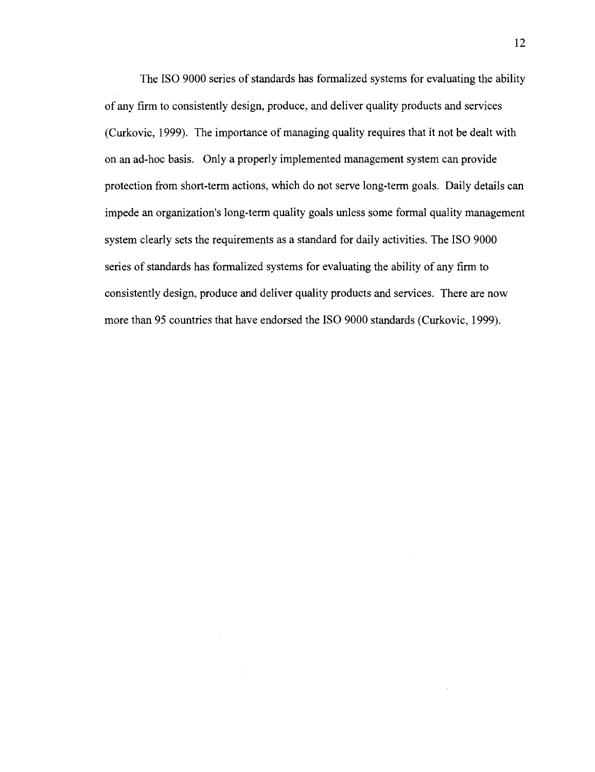The ISO 9000 series of standards has formalized systems for evaluating the ability of any firm to consistently design, produce, and deliver quality products and services (Curkovic, 1999). The importance of managing quality requires that it not be dealt with on an ad-hoc basis. Only a properly implemented management system can provide protection from short-term actions, which do not serve long-term goals. Daily details can impede an organization's long-term quality goals unless some formal quality management system clearly sets the requirements as a standard for daily activities. The ISO 9000 series of standards has formalized systems for evaluating the ability of any firm to consistently design, produce and deliver quality products and services. There are now more than 95 countries that have endorsed the ISO 9000 standards (Curkovic, 1999).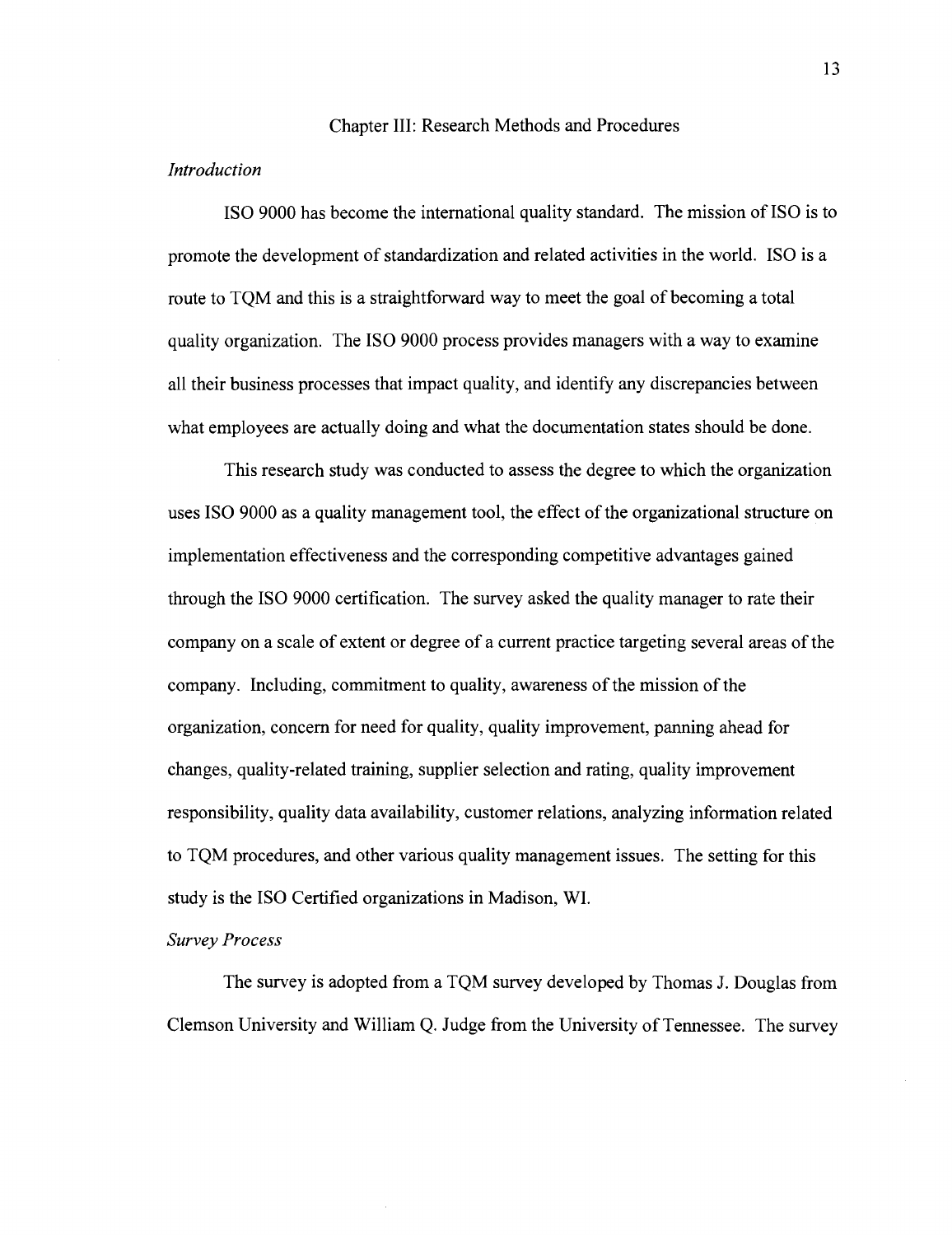# Chapter III: Research Methods and Procedures

*Introduction*

ISO 9000 has become the international quality standard. The mission of ISO is to promote the development of standardization and related activities in the world. ISO is a route to TQM and this is a straightforward way to meet the goal of becoming a total quality organization. The ISO 9000 process provides managers with a way to examine all their business processes that impact quality, and identify any discrepancies between what employees are actually doing and what the documentation states should be done.

This research study was conducted to assess the degree to which the organization uses ISO 9000 as a quality management tool, the effect of the organizational structure on implementation effectiveness and the corresponding competitive advantages gained through the ISO 9000 certification. The survey asked the quality manager to rate their company on a scale of extent or degree of a current practice targeting several areas of the company. Including, commitment to quality, awareness of the mission of the organization, concern for need for quality, quality improvement, panning ahead for changes, quality-related training, supplier selection and rating, quality improvement responsibility, quality data availability, customer relations, analyzing information related to TQM procedures, and other various quality management issues. The setting for this study is the ISO Certified organizations in Madison, WI.

*Survey Process*

The survey is adopted from a TQM survey developed by Thomas J. Douglas from Clemson University and William Q. Judge from the University of Tennessee. The survey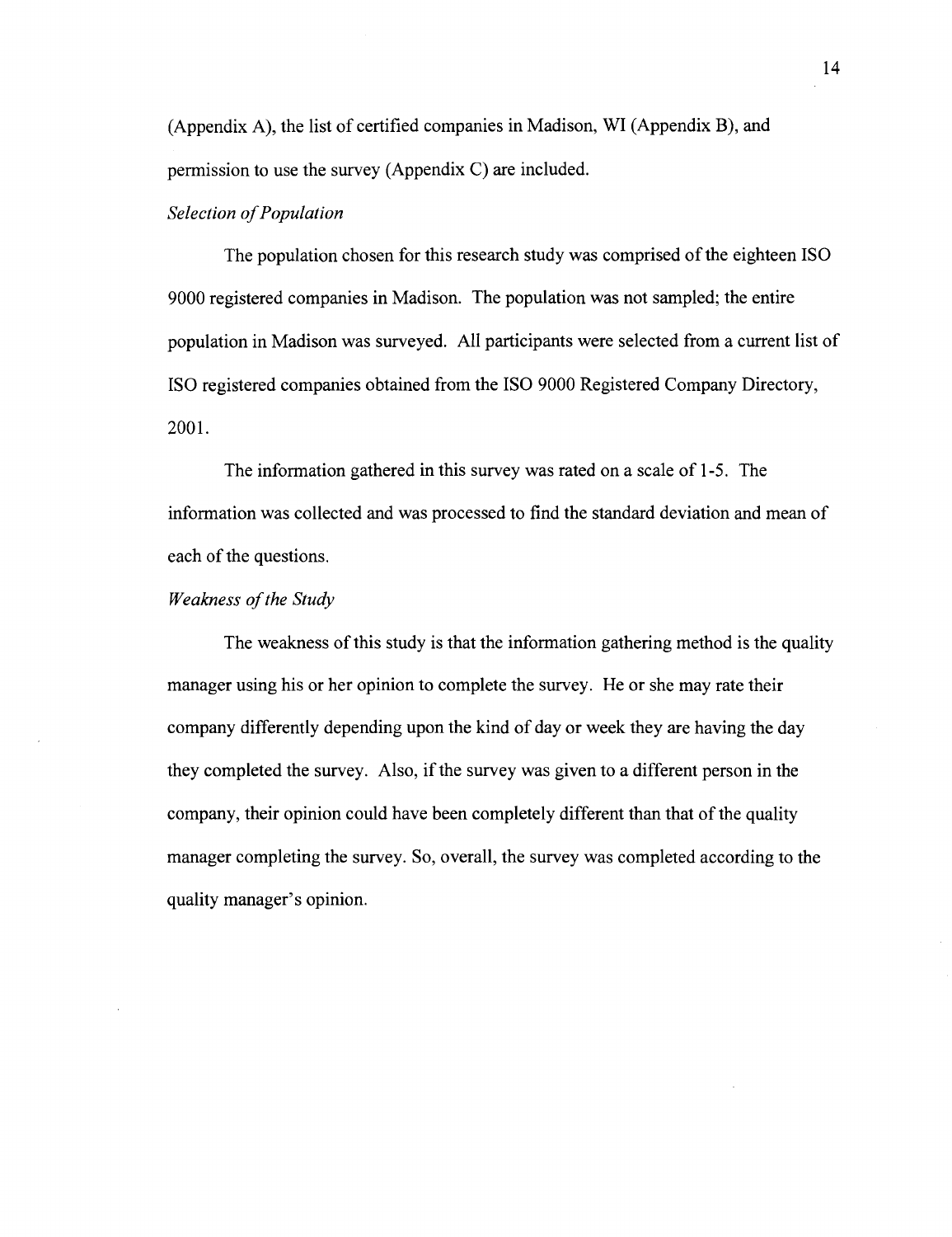(Appendix A), the list of certified companies in Madison, WI (Appendix B), and permission to use the survey (Appendix C) are included.

*Selection of Population*

The population chosen for this research study was comprised of the eighteen ISO 9000 registered companies in Madison. The population was not sampled; the entire population in Madison was surveyed. All participants were selected from a current list of ISO registered companies obtained from the ISO 9000 Registered Company Directory, 2001.

The information gathered in this survey was rated on a scale of 1-5. The information was collected and was processed to find the standard deviation and mean of each of the questions.

*Weakness of the Study*

The weakness of this study is that the information gathering method is the quality manager using his or her opinion to complete the survey. He or she may rate their company differently depending upon the kind of day or week they are having the day they completed the survey. Also, if the survey was given to a different person in the company, their opinion could have been completely different than that of the quality manager completing the survey. So, overall, the survey was completed according to the quality manager's opinion.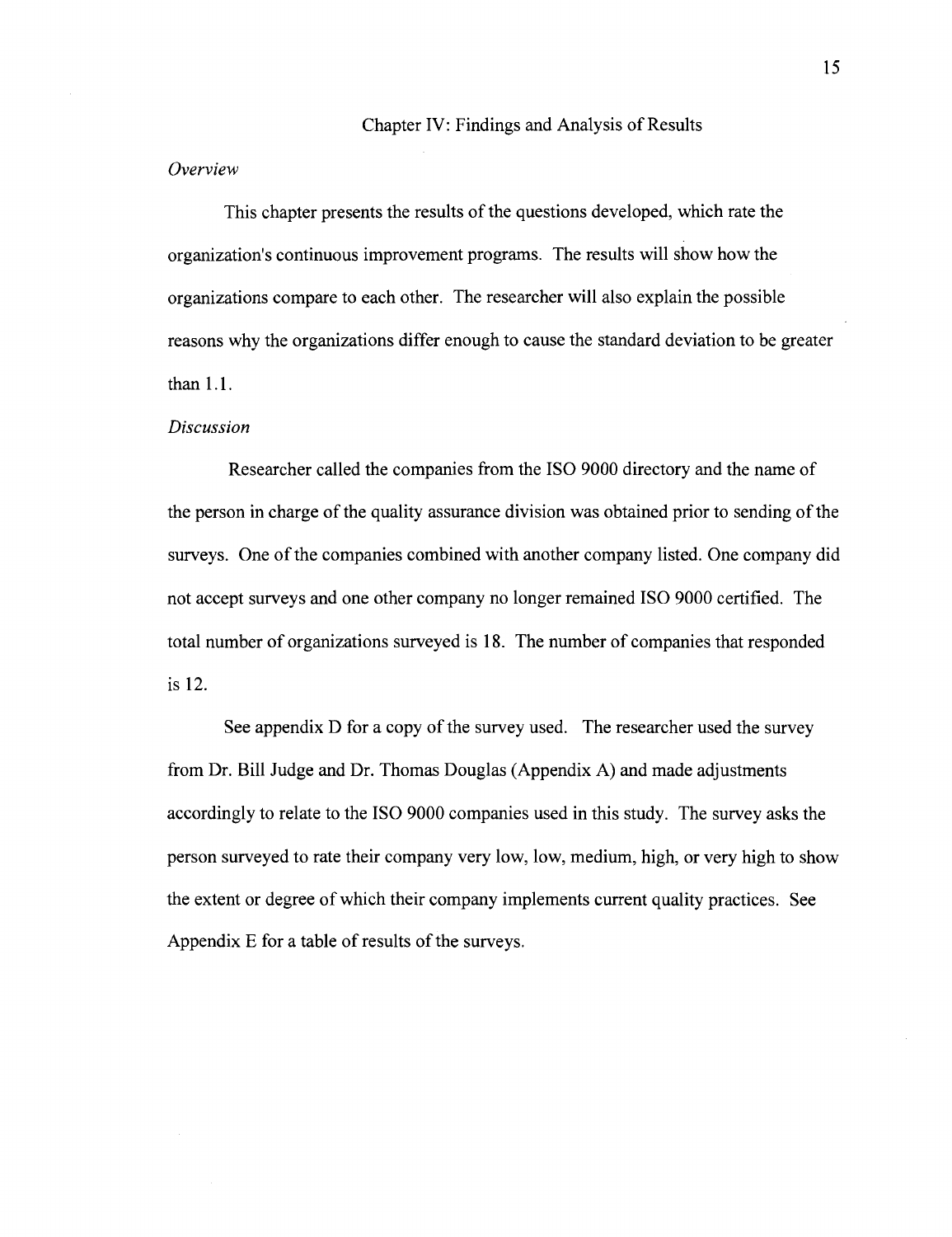# Chapter IV: Findings and Analysis of Results

*Overview*

This chapter presents the results of the questions developed, which rate the organization's continuous improvement programs. The results will show how the organizations compare to each other. The researcher will also explain the possible reasons why the organizations differ enough to cause the standard deviation to be greater than 1.1.

*Discussion*

Researcher called the companies from the ISO 9000 directory and the name of the person in charge of the quality assurance division was obtained prior to sending of the surveys. One of the companies combined with another company listed. One company did not accept surveys and one other company no longer remained ISO 9000 certified. The total number of organizations surveyed is 18. The number of companies that responded is 12.

See appendix D for a copy of the survey used. The researcher used the survey from Dr. Bill Judge and Dr. Thomas Douglas (Appendix A) and made adjustments accordingly to relate to the ISO 9000 companies used in this study. The survey asks the person surveyed to rate their company very low, low, medium, high, or very high to show the extent or degree of which their company implements current quality practices. See Appendix E for a table of results of the surveys.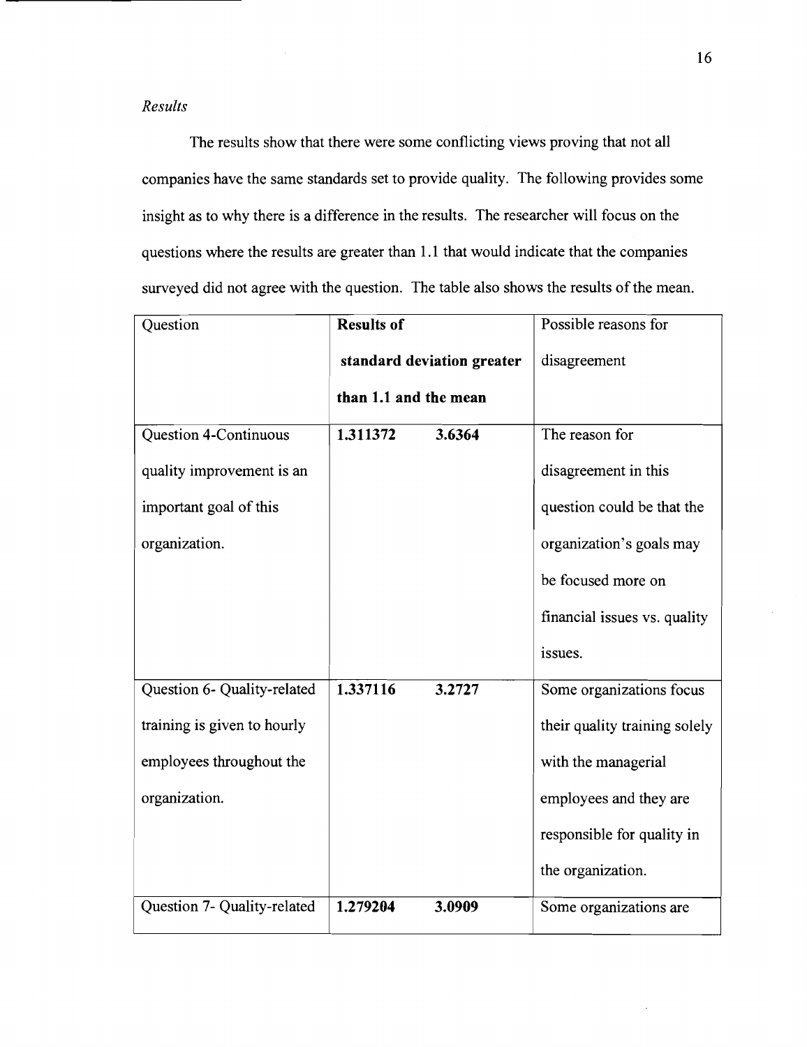*Results*

The results show that there were some conflicting views proving that not all companies have the same standards set to provide quality. The following provides some insight as to why there is a difference in the results. The researcher will focus on the questions where the results are greater than 1.1 that would indicate that the companies surveyed did not agree with the question. The table also shows the results of the mean.

| Question | **Results of standard deviation greater than 1.1 and the mean** | | Possible reasons for disagreement |
|---|---|---|---|
| Question 4-Continuous quality improvement is an important goal of this organization. | **1.311372** | **3.6364** | The reason for disagreement in this question could be that the organization's goals may be focused more on financial issues vs. quality issues. |
| Question 6- Quality-related training is given to hourly employees throughout the organization. | **1.337116** | **3.2727** | Some organizations focus their quality training solely with the managerial employees and they are responsible for quality in the organization. |
| Question 7- Quality-related | **1.279204** | **3.0909** | Some organizations are |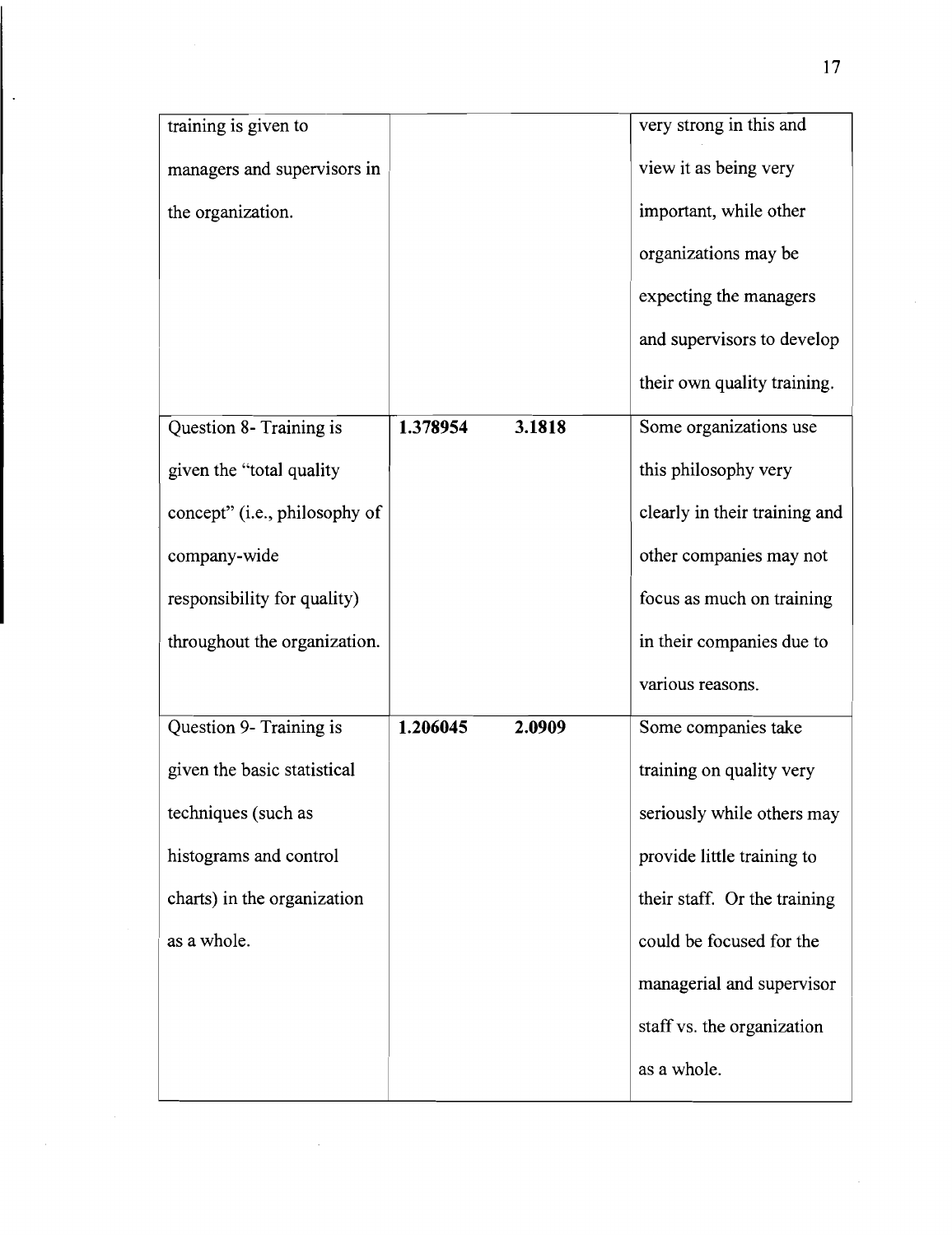| | | | |
|---|---|---|---|
| training is given to managers and supervisors in the organization. | | | very strong in this and view it as being very important, while other organizations may be expecting the managers and supervisors to develop their own quality training. |
| Question 8- Training is given the "total quality concept" (i.e., philosophy of company-wide responsibility for quality) throughout the organization. | **1.378954** | **3.1818** | Some organizations use this philosophy very clearly in their training and other companies may not focus as much on training in their companies due to various reasons. |
| Question 9- Training is given the basic statistical techniques (such as histograms and control charts) in the organization as a whole. | **1.206045** | **2.0909** | Some companies take training on quality very seriously while others may provide little training to their staff. Or the training could be focused for the managerial and supervisor staff vs. the organization as a whole. |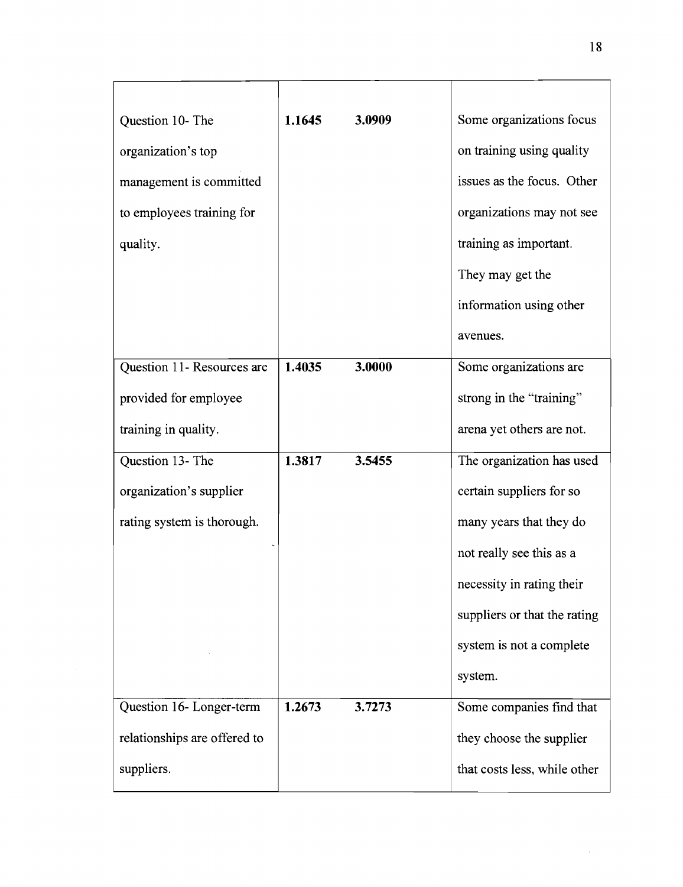| | | | |
|---|---|---|---|
| Question 10- The organization's top management is committed to employees training for quality. | **1.1645** | **3.0909** | Some organizations focus on training using quality issues as the focus. Other organizations may not see training as important. They may get the information using other avenues. |
| Question 11- Resources are provided for employee training in quality. | **1.4035** | **3.0000** | Some organizations are strong in the "training" arena yet others are not. |
| Question 13- The organization's supplier rating system is thorough. | **1.3817** | **3.5455** | The organization has used certain suppliers for so many years that they do not really see this as a necessity in rating their suppliers or that the rating system is not a complete system. |
| Question 16- Longer-term relationships are offered to suppliers. | **1.2673** | **3.7273** | Some companies find that they choose the supplier that costs less, while other |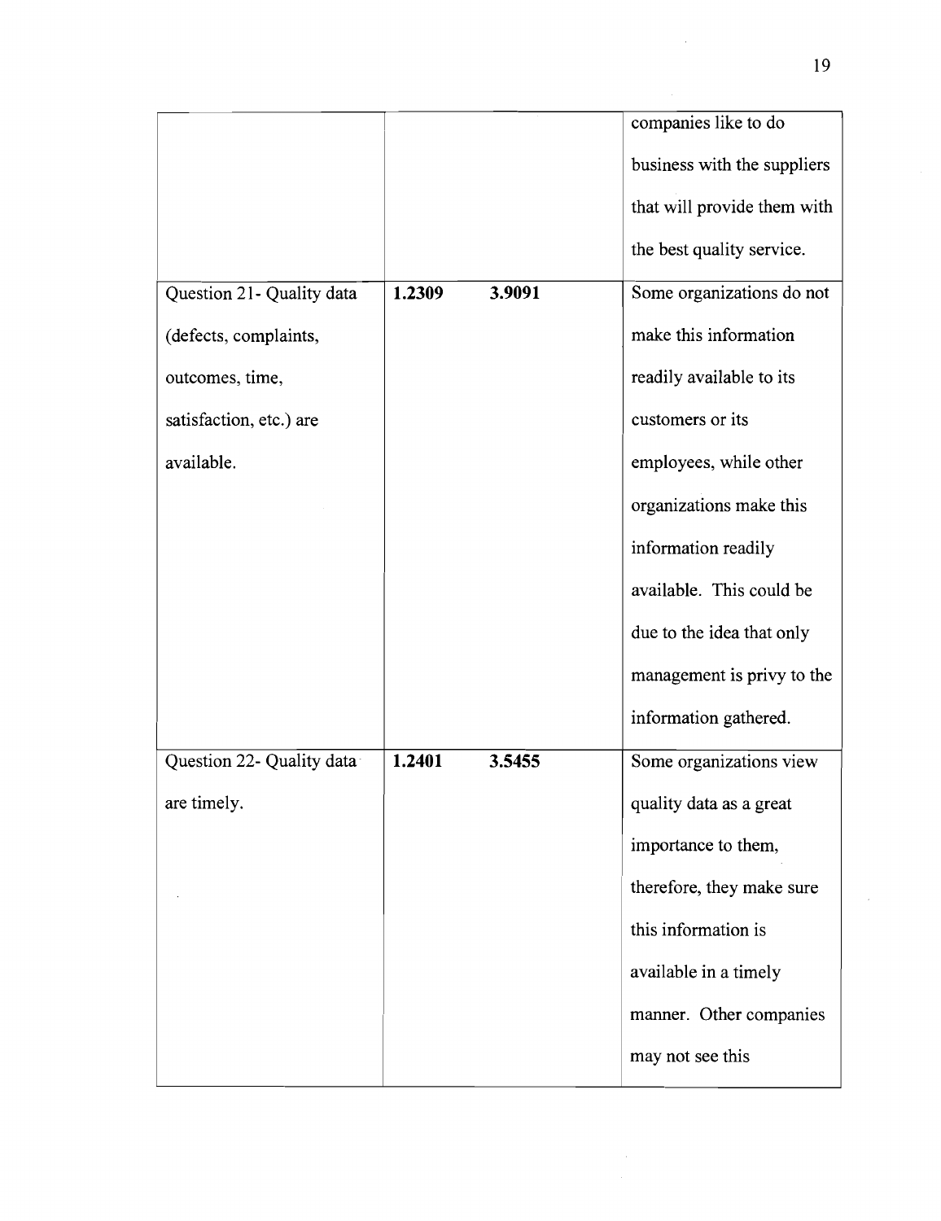| | | | |
|---|---|---|---|
| | | | companies like to do business with the suppliers that will provide them with the best quality service. |
| Question 21- Quality data (defects, complaints, outcomes, time, satisfaction, etc.) are available. | **1.2309** | **3.9091** | Some organizations do not make this information readily available to its customers or its employees, while other organizations make this information readily available. This could be due to the idea that only management is privy to the information gathered. |
| Question 22- Quality data are timely. | **1.2401** | **3.5455** | Some organizations view quality data as a great importance to them, therefore, they make sure this information is available in a timely manner. Other companies may not see this |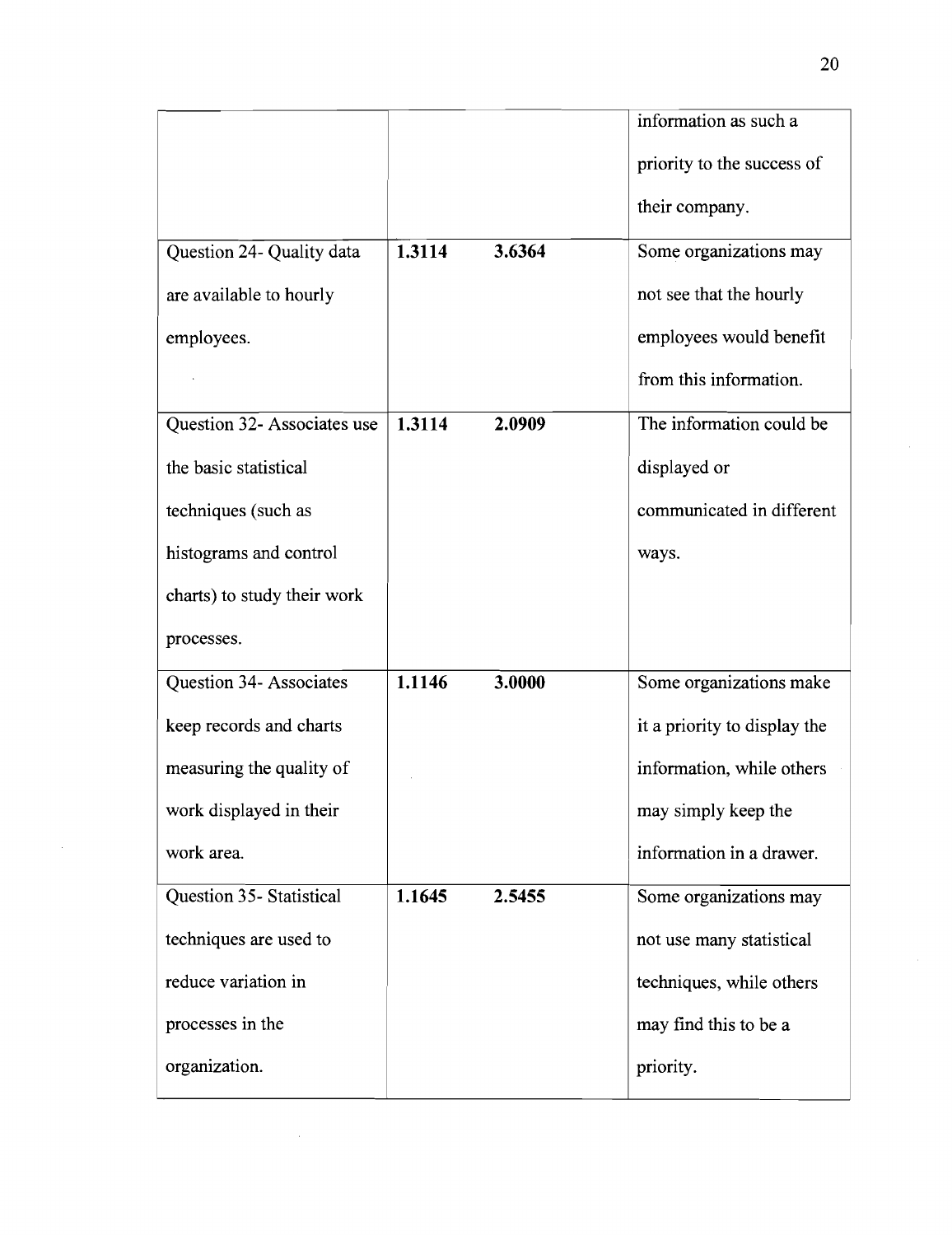|  |  |  |  |
|---|---|---|---|
|  |  |  | information as such a priority to the success of their company. |
| Question 24- Quality data are available to hourly employees. | **1.3114** | **3.6364** | Some organizations may not see that the hourly employees would benefit from this information. |
| Question 32- Associates use the basic statistical techniques (such as histograms and control charts) to study their work processes. | **1.3114** | **2.0909** | The information could be displayed or communicated in different ways. |
| Question 34- Associates keep records and charts measuring the quality of work displayed in their work area. | **1.1146** | **3.0000** | Some organizations make it a priority to display the information, while others may simply keep the information in a drawer. |
| Question 35- Statistical techniques are used to reduce variation in processes in the organization. | **1.1645** | **2.5455** | Some organizations may not use many statistical techniques, while others may find this to be a priority. |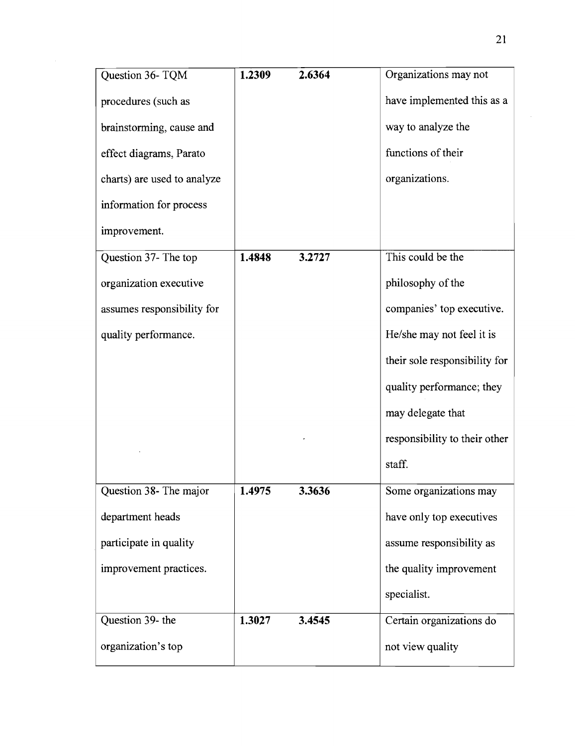| | | | |
|---|---|---|---|
| Question 36- TQM procedures (such as brainstorming, cause and effect diagrams, Parato charts) are used to analyze information for process improvement. | **1.2309** | **2.6364** | Organizations may not have implemented this as a way to analyze the functions of their organizations. |
| Question 37- The top organization executive assumes responsibility for quality performance. | **1.4848** | **3.2727** | This could be the philosophy of the companies' top executive. He/she may not feel it is their sole responsibility for quality performance; they may delegate that responsibility to their other staff. |
| Question 38- The major department heads participate in quality improvement practices. | **1.4975** | **3.3636** | Some organizations may have only top executives assume responsibility as the quality improvement specialist. |
| Question 39- the organization's top | **1.3027** | **3.4545** | Certain organizations do not view quality |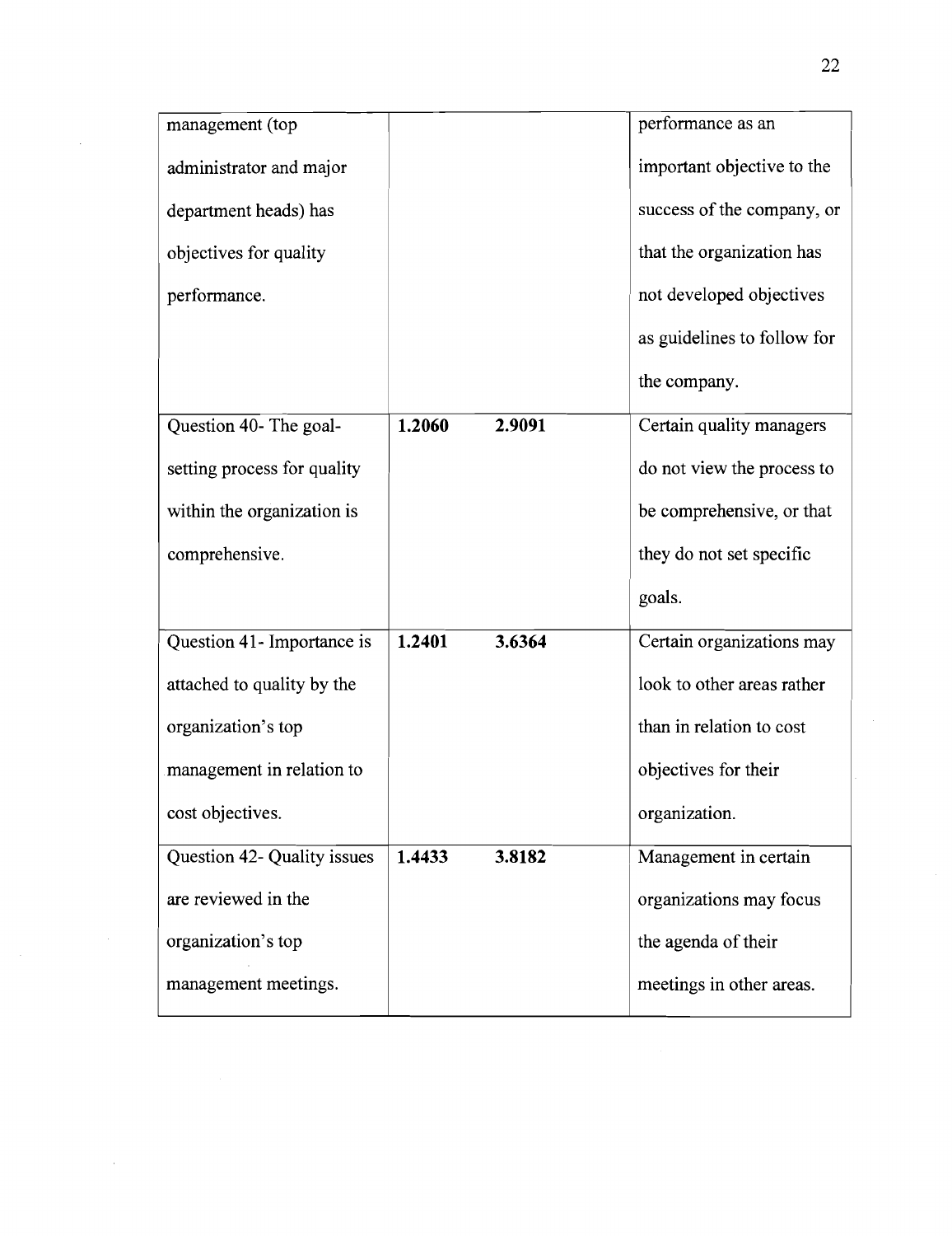| | | | |
|---|---|---|---|
| management (top administrator and major department heads) has objectives for quality performance. | | | performance as an important objective to the success of the company, or that the organization has not developed objectives as guidelines to follow for the company. |
| Question 40- The goal-setting process for quality within the organization is comprehensive. | **1.2060** | **2.9091** | Certain quality managers do not view the process to be comprehensive, or that they do not set specific goals. |
| Question 41- Importance is attached to quality by the organization's top management in relation to cost objectives. | **1.2401** | **3.6364** | Certain organizations may look to other areas rather than in relation to cost objectives for their organization. |
| Question 42- Quality issues are reviewed in the organization's top management meetings. | **1.4433** | **3.8182** | Management in certain organizations may focus the agenda of their meetings in other areas. |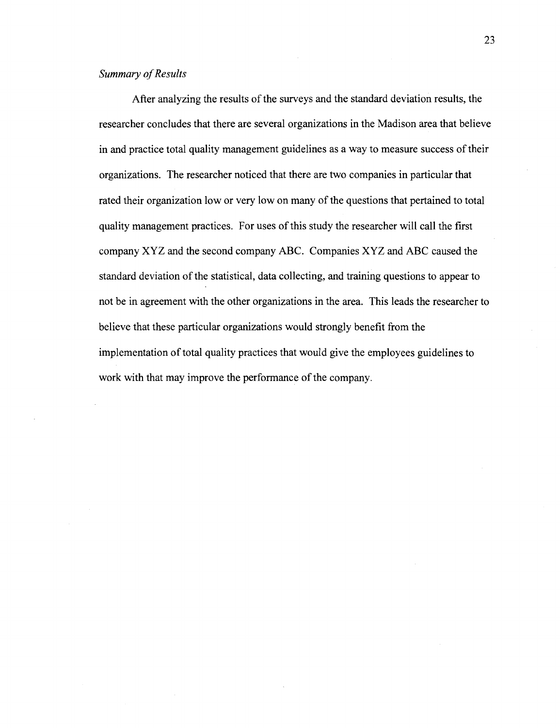*Summary of Results*

After analyzing the results of the surveys and the standard deviation results, the researcher concludes that there are several organizations in the Madison area that believe in and practice total quality management guidelines as a way to measure success of their organizations. The researcher noticed that there are two companies in particular that rated their organization low or very low on many of the questions that pertained to total quality management practices. For uses of this study the researcher will call the first company XYZ and the second company ABC. Companies XYZ and ABC caused the standard deviation of the statistical, data collecting, and training questions to appear to not be in agreement with the other organizations in the area. This leads the researcher to believe that these particular organizations would strongly benefit from the implementation of total quality practices that would give the employees guidelines to work with that may improve the performance of the company.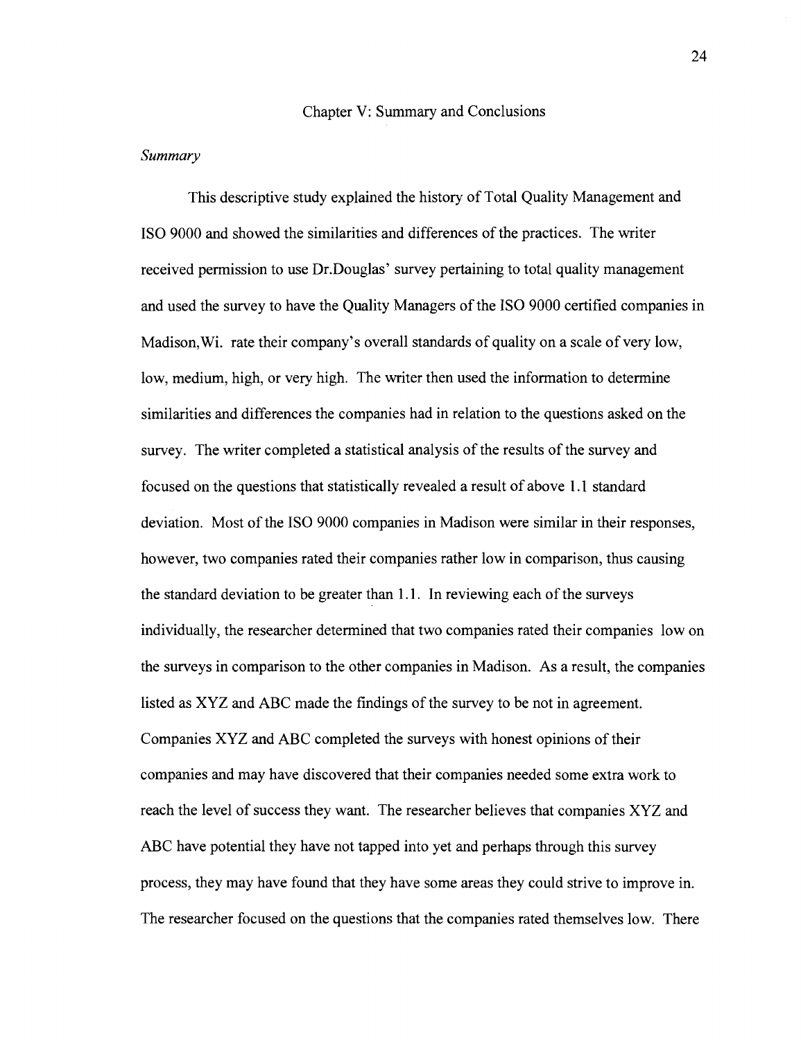## Chapter V: Summary and Conclusions

### *Summary*

This descriptive study explained the history of Total Quality Management and ISO 9000 and showed the similarities and differences of the practices. The writer received permission to use Dr.Douglas' survey pertaining to total quality management and used the survey to have the Quality Managers of the ISO 9000 certified companies in Madison,Wi. rate their company's overall standards of quality on a scale of very low, low, medium, high, or very high. The writer then used the information to determine similarities and differences the companies had in relation to the questions asked on the survey. The writer completed a statistical analysis of the results of the survey and focused on the questions that statistically revealed a result of above 1.1 standard deviation. Most of the ISO 9000 companies in Madison were similar in their responses, however, two companies rated their companies rather low in comparison, thus causing the standard deviation to be greater than 1.1. In reviewing each of the surveys individually, the researcher determined that two companies rated their companies low on the surveys in comparison to the other companies in Madison. As a result, the companies listed as XYZ and ABC made the findings of the survey to be not in agreement. Companies XYZ and ABC completed the surveys with honest opinions of their companies and may have discovered that their companies needed some extra work to reach the level of success they want. The researcher believes that companies XYZ and ABC have potential they have not tapped into yet and perhaps through this survey process, they may have found that they have some areas they could strive to improve in. The researcher focused on the questions that the companies rated themselves low. There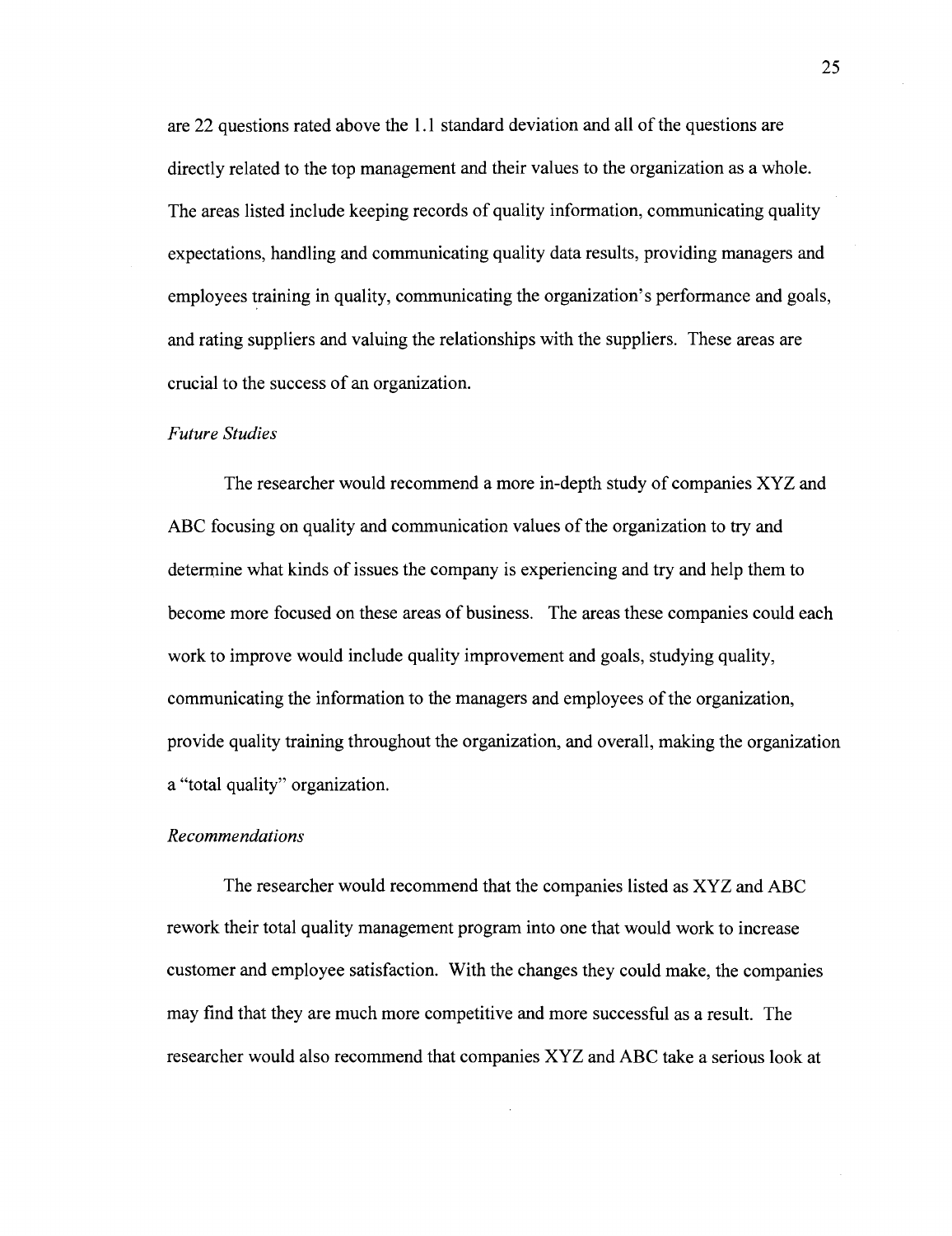are 22 questions rated above the 1.1 standard deviation and all of the questions are directly related to the top management and their values to the organization as a whole. The areas listed include keeping records of quality information, communicating quality expectations, handling and communicating quality data results, providing managers and employees training in quality, communicating the organization's performance and goals, and rating suppliers and valuing the relationships with the suppliers. These areas are crucial to the success of an organization.

### *Future Studies*

The researcher would recommend a more in-depth study of companies XYZ and ABC focusing on quality and communication values of the organization to try and determine what kinds of issues the company is experiencing and try and help them to become more focused on these areas of business. The areas these companies could each work to improve would include quality improvement and goals, studying quality, communicating the information to the managers and employees of the organization, provide quality training throughout the organization, and overall, making the organization a "total quality" organization.

### *Recommendations*

The researcher would recommend that the companies listed as XYZ and ABC rework their total quality management program into one that would work to increase customer and employee satisfaction. With the changes they could make, the companies may find that they are much more competitive and more successful as a result. The researcher would also recommend that companies XYZ and ABC take a serious look at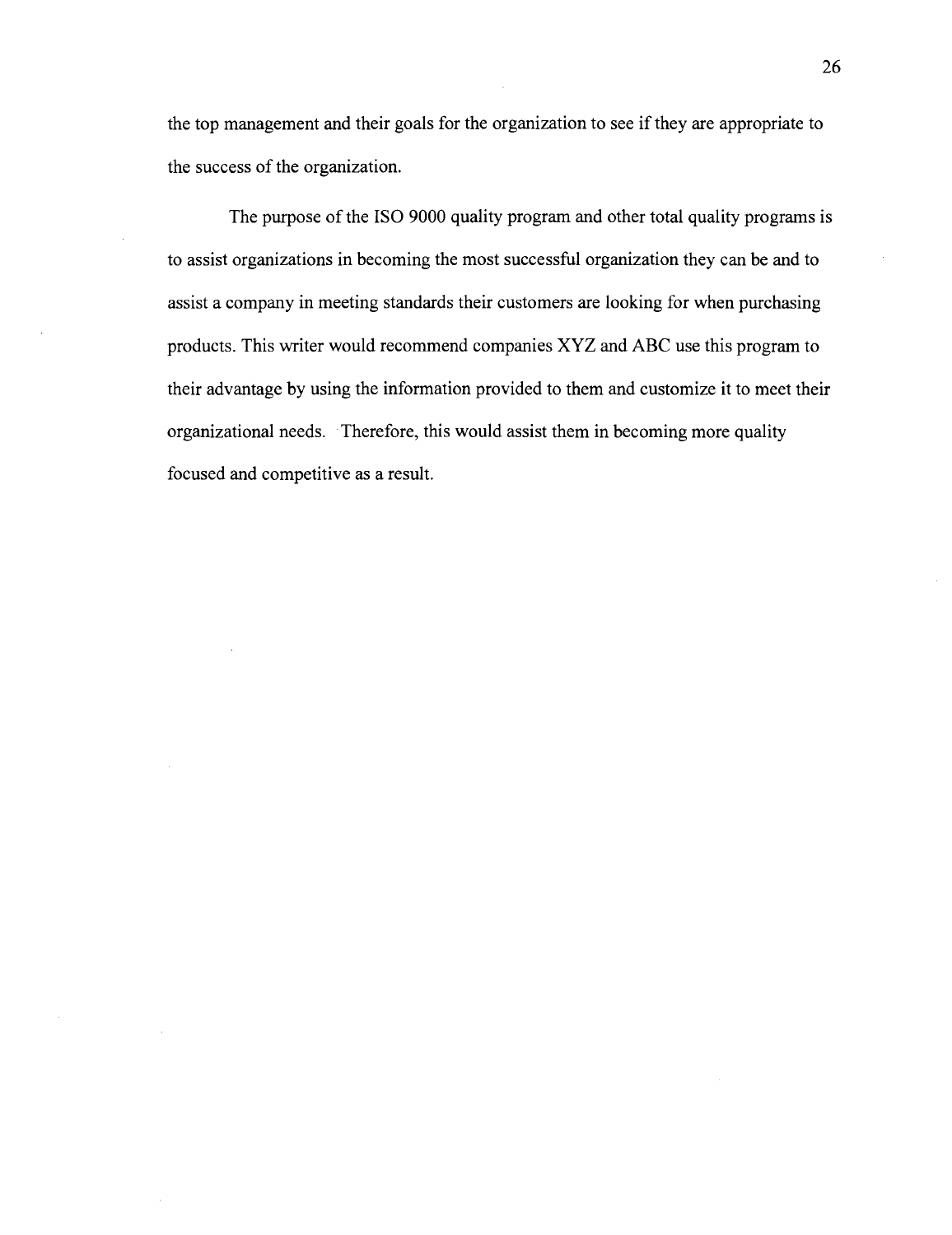the top management and their goals for the organization to see if they are appropriate to the success of the organization.

The purpose of the ISO 9000 quality program and other total quality programs is to assist organizations in becoming the most successful organization they can be and to assist a company in meeting standards their customers are looking for when purchasing products. This writer would recommend companies XYZ and ABC use this program to their advantage by using the information provided to them and customize it to meet their organizational needs. Therefore, this would assist them in becoming more quality focused and competitive as a result.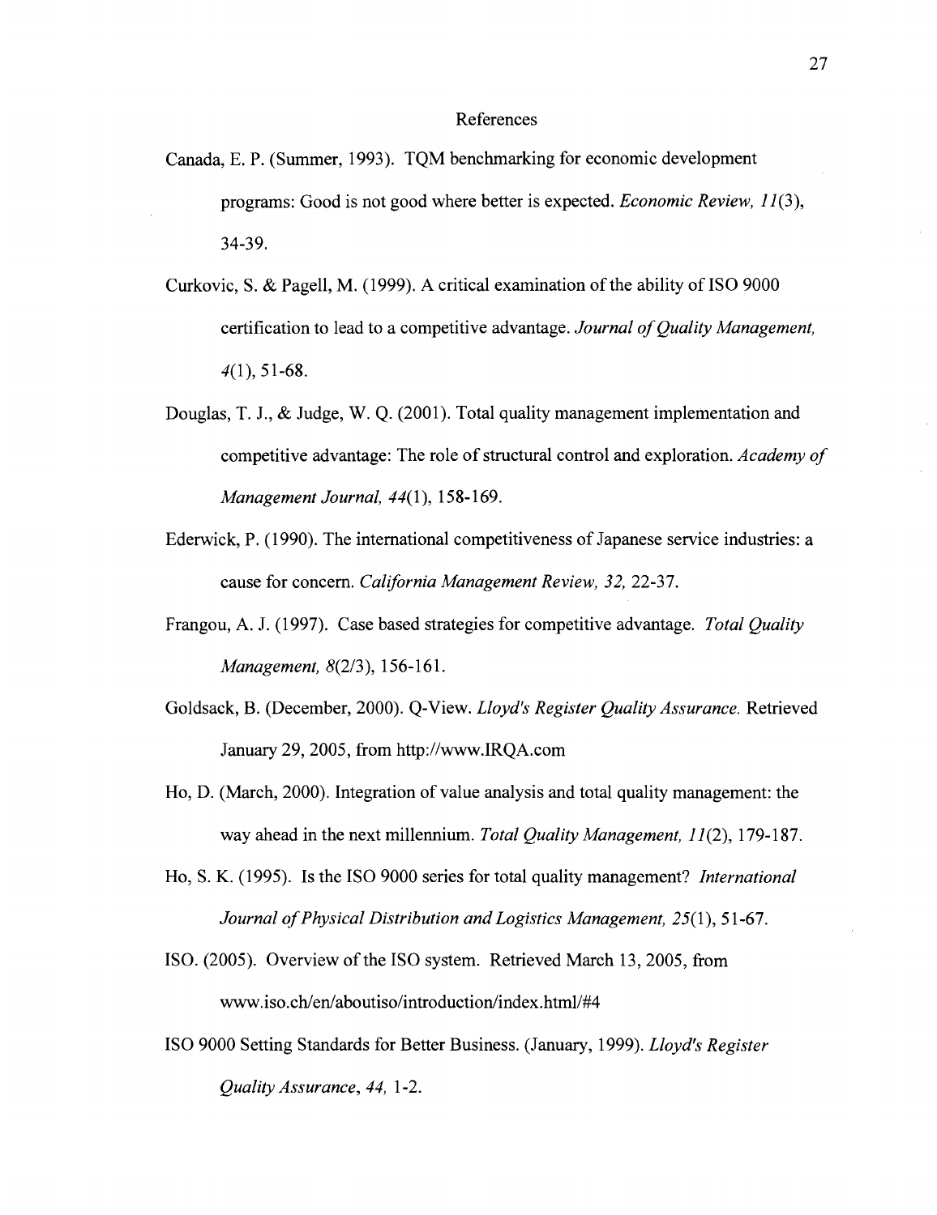# References

Canada, E. P. (Summer, 1993). TQM benchmarking for economic development programs: Good is not good where better is expected. *Economic Review, 11*(3), 34-39.

Curkovic, S. & Pagell, M. (1999). A critical examination of the ability of ISO 9000 certification to lead to a competitive advantage. *Journal of Quality Management, 4*(1), 51-68.

Douglas, T. J., & Judge, W. Q. (2001). Total quality management implementation and competitive advantage: The role of structural control and exploration. *Academy of Management Journal, 44*(1), 158-169.

Ederwick, P. (1990). The international competitiveness of Japanese service industries: a cause for concern. *California Management Review, 32,* 22-37.

Frangou, A. J. (1997). Case based strategies for competitive advantage. *Total Quality Management, 8*(2/3), 156-161.

Goldsack, B. (December, 2000). Q-View. *Lloyd's Register Quality Assurance.* Retrieved January 29, 2005, from http://www.IRQA.com

Ho, D. (March, 2000). Integration of value analysis and total quality management: the way ahead in the next millennium. *Total Quality Management, 11*(2), 179-187.

Ho, S. K. (1995). Is the ISO 9000 series for total quality management? *International Journal of Physical Distribution and Logistics Management, 25*(1), 51-67.

ISO. (2005). Overview of the ISO system. Retrieved March 13, 2005, from www.iso.ch/en/aboutiso/introduction/index.html/#4

ISO 9000 Setting Standards for Better Business. (January, 1999). *Lloyd's Register Quality Assurance, 44,* 1-2.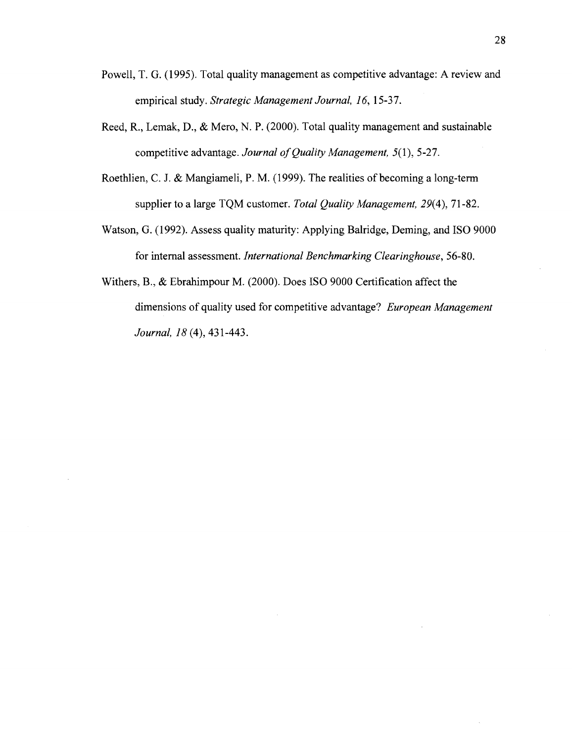Powell, T. G. (1995). Total quality management as competitive advantage: A review and empirical study. *Strategic Management Journal, 16*, 15-37.

Reed, R., Lemak, D., & Mero, N. P. (2000). Total quality management and sustainable competitive advantage. *Journal of Quality Management, 5*(1), 5-27.

Roethlien, C. J. & Mangiameli, P. M. (1999). The realities of becoming a long-term supplier to a large TQM customer. *Total Quality Management, 29*(4), 71-82.

Watson, G. (1992). Assess quality maturity: Applying Balridge, Deming, and ISO 9000 for internal assessment. *International Benchmarking Clearinghouse*, 56-80.

Withers, B., & Ebrahimpour M. (2000). Does ISO 9000 Certification affect the dimensions of quality used for competitive advantage? *European Management Journal, 18* (4), 431-443.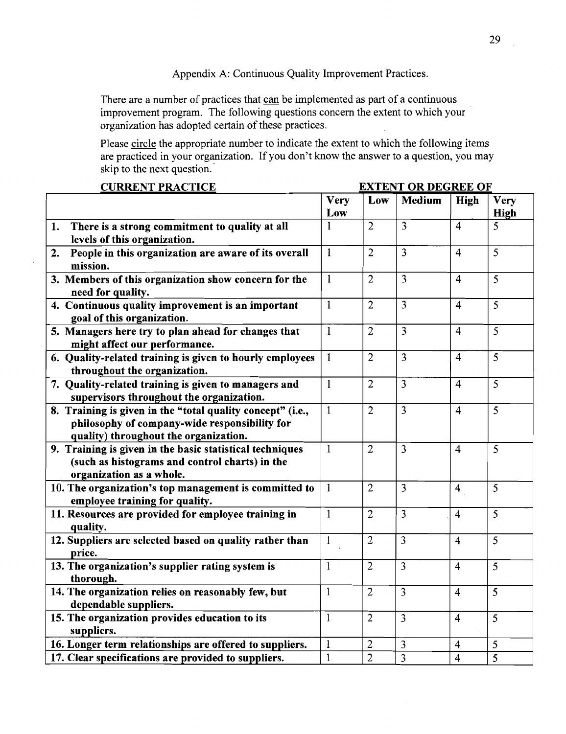Appendix A: Continuous Quality Improvement Practices.

There are a number of practices that can be implemented as part of a continuous improvement program. The following questions concern the extent to which your organization has adopted certain of these practices.

Please circle the appropriate number to indicate the extent to which the following items are practiced in your organization. If you don't know the answer to a question, you may skip to the next question.

| CURRENT PRACTICE | EXTENT OR DEGREE OF | | | | |
|---|---|---|---|---|---|
| | Very Low | Low | Medium | High | Very High |
| **1. There is a strong commitment to quality at all levels of this organization.** | 1 | 2 | 3 | 4 | 5 |
| **2. People in this organization are aware of its overall mission.** | 1 | 2 | 3 | 4 | 5 |
| **3. Members of this organization show concern for the need for quality.** | 1 | 2 | 3 | 4 | 5 |
| **4. Continuous quality improvement is an important goal of this organization.** | 1 | 2 | 3 | 4 | 5 |
| **5. Managers here try to plan ahead for changes that might affect our performance.** | 1 | 2 | 3 | 4 | 5 |
| **6. Quality-related training is given to hourly employees throughout the organization.** | 1 | 2 | 3 | 4 | 5 |
| **7. Quality-related training is given to managers and supervisors throughout the organization.** | 1 | 2 | 3 | 4 | 5 |
| **8. Training is given in the "total quality concept" (i.e., philosophy of company-wide responsibility for quality) throughout the organization.** | 1 | 2 | 3 | 4 | 5 |
| **9. Training is given in the basic statistical techniques (such as histograms and control charts) in the organization as a whole.** | 1 | 2 | 3 | 4 | 5 |
| **10. The organization's top management is committed to employee training for quality.** | 1 | 2 | 3 | 4 | 5 |
| **11. Resources are provided for employee training in quality.** | 1 | 2 | 3 | 4 | 5 |
| **12. Suppliers are selected based on quality rather than price.** | 1 | 2 | 3 | 4 | 5 |
| **13. The organization's supplier rating system is thorough.** | 1 | 2 | 3 | 4 | 5 |
| **14. The organization relies on reasonably few, but dependable suppliers.** | 1 | 2 | 3 | 4 | 5 |
| **15. The organization provides education to its suppliers.** | 1 | 2 | 3 | 4 | 5 |
| **16. Longer term relationships are offered to suppliers.** | 1 | 2 | 3 | 4 | 5 |
| **17. Clear specifications are provided to suppliers.** | 1 | 2 | 3 | 4 | 5 |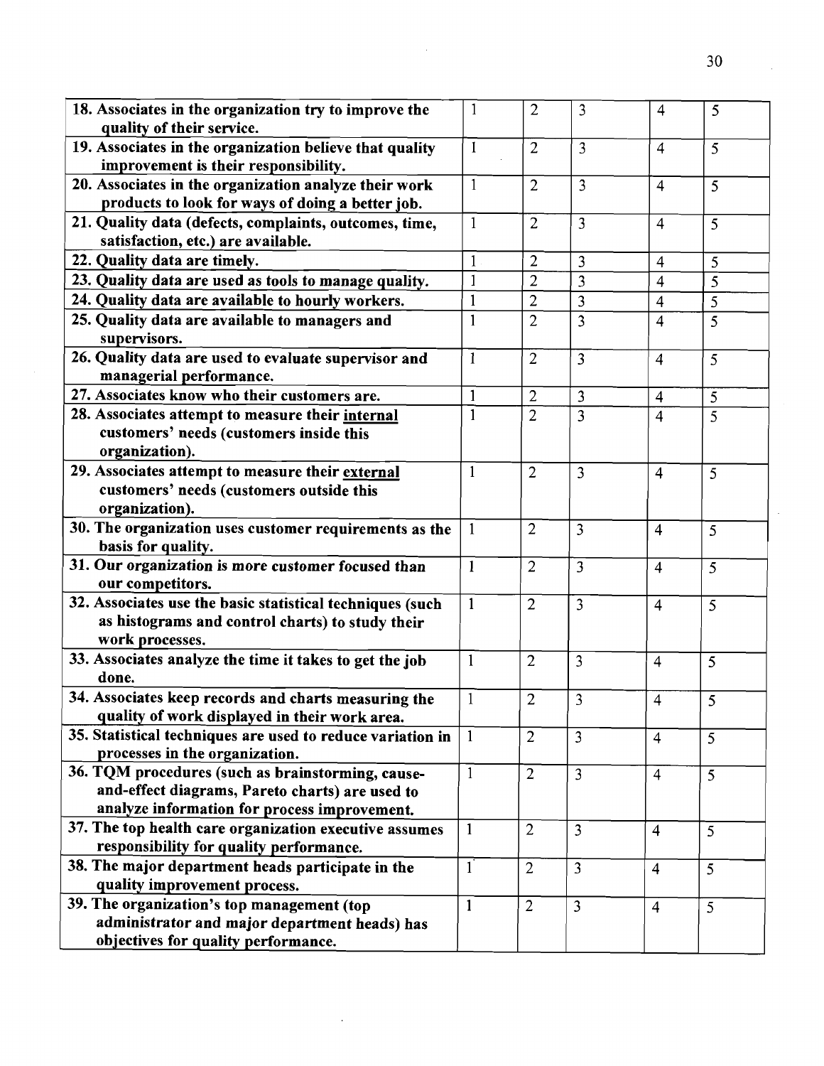| | | | | | |
|---|---|---|---|---|---|
| **18. Associates in the organization try to improve the quality of their service.** | 1 | 2 | 3 | 4 | 5 |
| **19. Associates in the organization believe that quality improvement is their responsibility.** | 1 | 2 | 3 | 4 | 5 |
| **20. Associates in the organization analyze their work products to look for ways of doing a better job.** | 1 | 2 | 3 | 4 | 5 |
| **21. Quality data (defects, complaints, outcomes, time, satisfaction, etc.) are available.** | 1 | 2 | 3 | 4 | 5 |
| **22. Quality data are timely.** | 1 | 2 | 3 | 4 | 5 |
| **23. Quality data are used as tools to manage quality.** | 1 | 2 | 3 | 4 | 5 |
| **24. Quality data are available to hourly workers.** | 1 | 2 | 3 | 4 | 5 |
| **25. Quality data are available to managers and supervisors.** | 1 | 2 | 3 | 4 | 5 |
| **26. Quality data are used to evaluate supervisor and managerial performance.** | 1 | 2 | 3 | 4 | 5 |
| **27. Associates know who their customers are.** | 1 | 2 | 3 | 4 | 5 |
| **28. Associates attempt to measure their <u>internal</u> customers' needs (customers inside this organization).** | 1 | 2 | 3 | 4 | 5 |
| **29. Associates attempt to measure their <u>external</u> customers' needs (customers outside this organization).** | 1 | 2 | 3 | 4 | 5 |
| **30. The organization uses customer requirements as the basis for quality.** | 1 | 2 | 3 | 4 | 5 |
| **31. Our organization is more customer focused than our competitors.** | 1 | 2 | 3 | 4 | 5 |
| **32. Associates use the basic statistical techniques (such as histograms and control charts) to study their work processes.** | 1 | 2 | 3 | 4 | 5 |
| **33. Associates analyze the time it takes to get the job done.** | 1 | 2 | 3 | 4 | 5 |
| **34. Associates keep records and charts measuring the quality of work displayed in their work area.** | 1 | 2 | 3 | 4 | 5 |
| **35. Statistical techniques are used to reduce variation in processes in the organization.** | 1 | 2 | 3 | 4 | 5 |
| **36. TQM procedures (such as brainstorming, cause-and-effect diagrams, Pareto charts) are used to analyze information for process improvement.** | 1 | 2 | 3 | 4 | 5 |
| **37. The top health care organization executive assumes responsibility for quality performance.** | 1 | 2 | 3 | 4 | 5 |
| **38. The major department heads participate in the quality improvement process.** | 1 | 2 | 3 | 4 | 5 |
| **39. The organization's top management (top administrator and major department heads) has objectives for quality performance.** | 1 | 2 | 3 | 4 | 5 |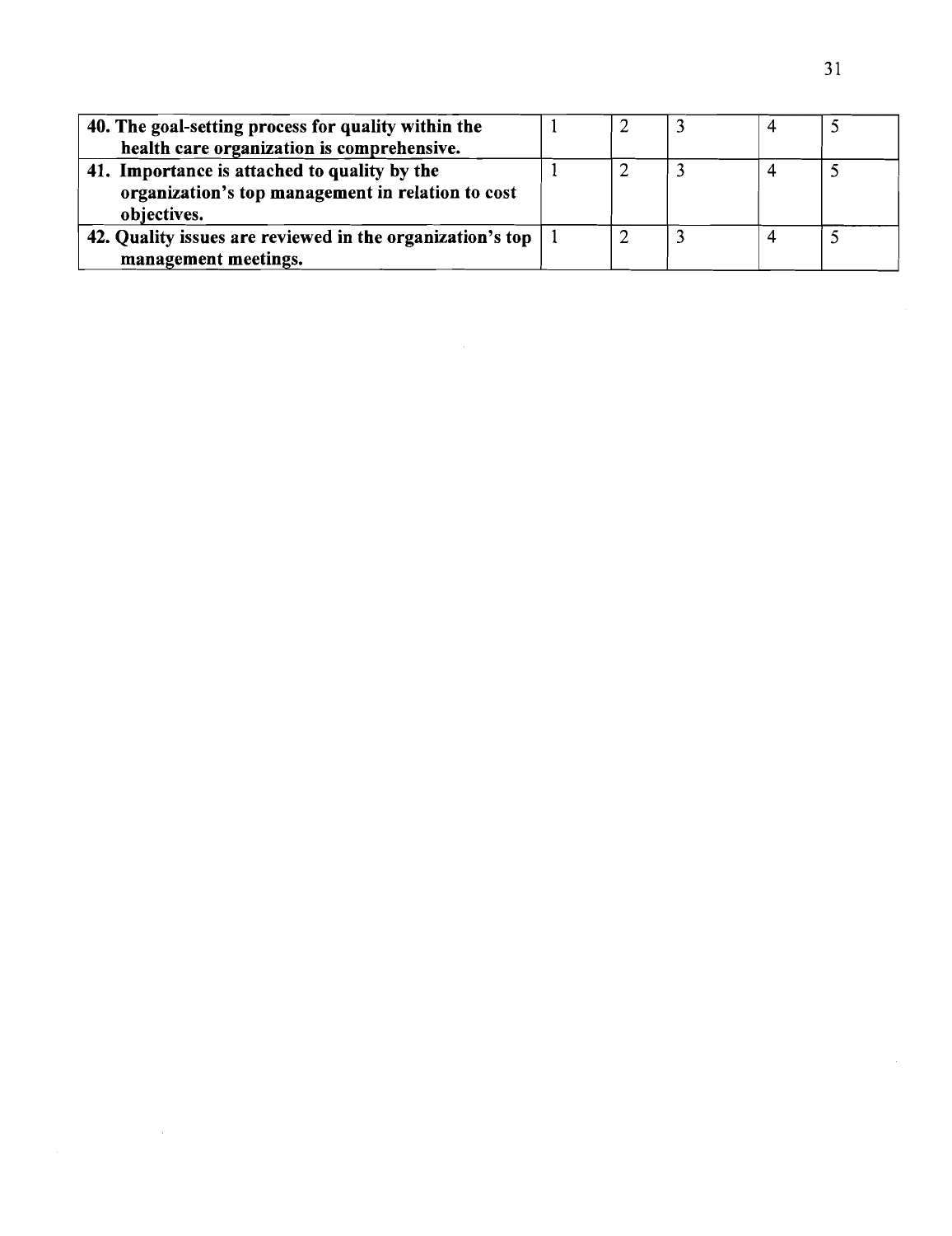| | | | | | |
|---|---|---|---|---|---|
| **40. The goal-setting process for quality within the health care organization is comprehensive.** | 1 | 2 | 3 | 4 | 5 |
| **41. Importance is attached to quality by the organization's top management in relation to cost objectives.** | 1 | 2 | 3 | 4 | 5 |
| **42. Quality issues are reviewed in the organization's top management meetings.** | 1 | 2 | 3 | 4 | 5 |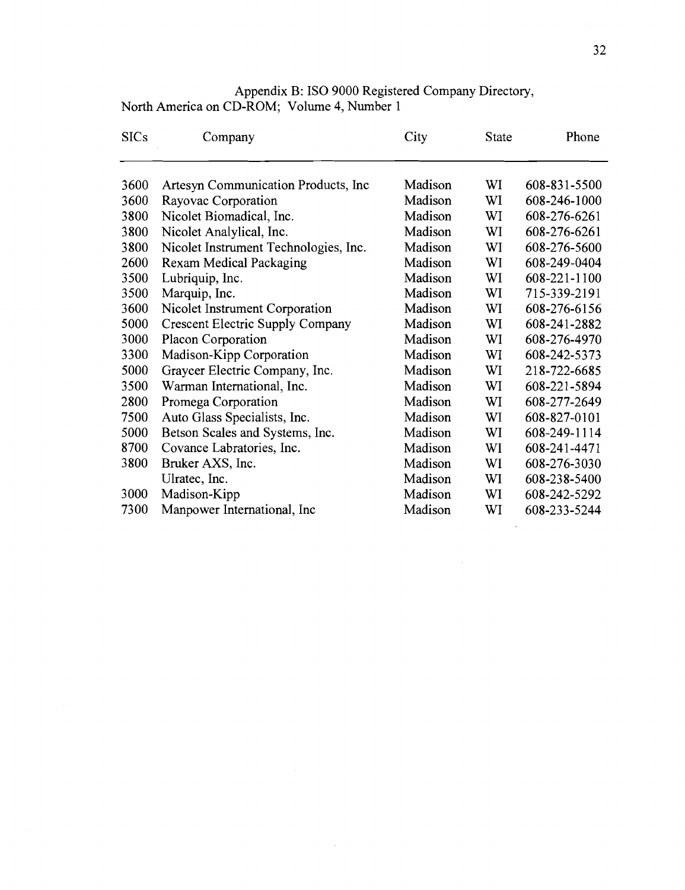Appendix B: ISO 9000 Registered Company Directory, North America on CD-ROM; Volume 4, Number 1

| SICs | Company | City | State | Phone |
|---|---|---|---|---|
| 3600 | Artesyn Communication Products, Inc | Madison | WI | 608-831-5500 |
| 3600 | Rayovac Corporation | Madison | WI | 608-246-1000 |
| 3800 | Nicolet Biomadical, Inc. | Madison | WI | 608-276-6261 |
| 3800 | Nicolet Analylical, Inc. | Madison | WI | 608-276-6261 |
| 3800 | Nicolet Instrument Technologies, Inc. | Madison | WI | 608-276-5600 |
| 2600 | Rexam Medical Packaging | Madison | WI | 608-249-0404 |
| 3500 | Lubriquip, Inc. | Madison | WI | 608-221-1100 |
| 3500 | Marquip, Inc. | Madison | WI | 715-339-2191 |
| 3600 | Nicolet Instrument Corporation | Madison | WI | 608-276-6156 |
| 5000 | Crescent Electric Supply Company | Madison | WI | 608-241-2882 |
| 3000 | Placon Corporation | Madison | WI | 608-276-4970 |
| 3300 | Madison-Kipp Corporation | Madison | WI | 608-242-5373 |
| 5000 | Graycer Electric Company, Inc. | Madison | WI | 218-722-6685 |
| 3500 | Warman International, Inc. | Madison | WI | 608-221-5894 |
| 2800 | Promega Corporation | Madison | WI | 608-277-2649 |
| 7500 | Auto Glass Specialists, Inc. | Madison | WI | 608-827-0101 |
| 5000 | Betson Scales and Systems, Inc. | Madison | WI | 608-249-1114 |
| 8700 | Covance Labratories, Inc. | Madison | WI | 608-241-4471 |
| 3800 | Bruker AXS, Inc. | Madison | WI | 608-276-3030 |
| | Ulratec, Inc. | Madison | WI | 608-238-5400 |
| 3000 | Madison-Kipp | Madison | WI | 608-242-5292 |
| 7300 | Manpower International, Inc | Madison | WI | 608-233-5244 |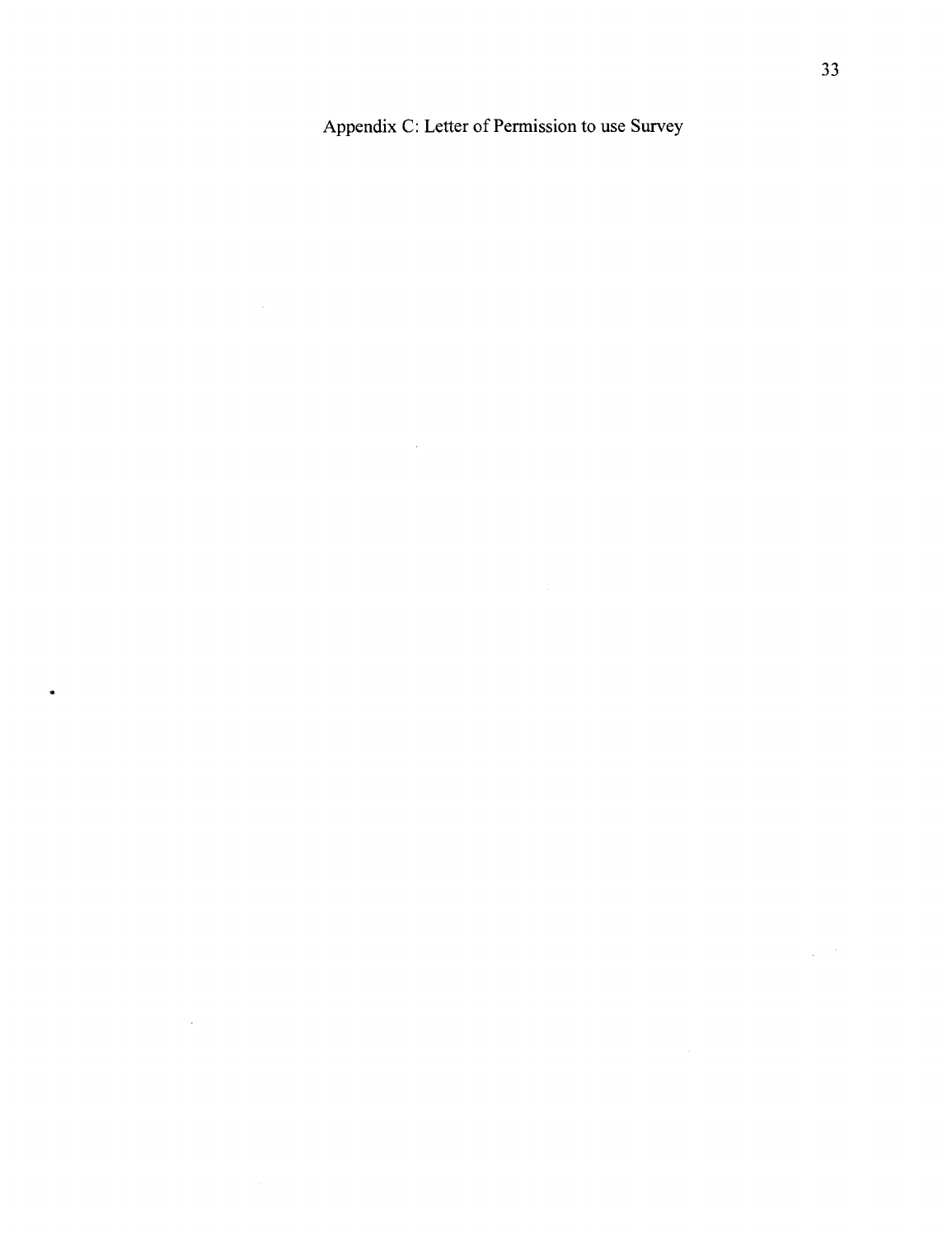Appendix C: Letter of Permission to use Survey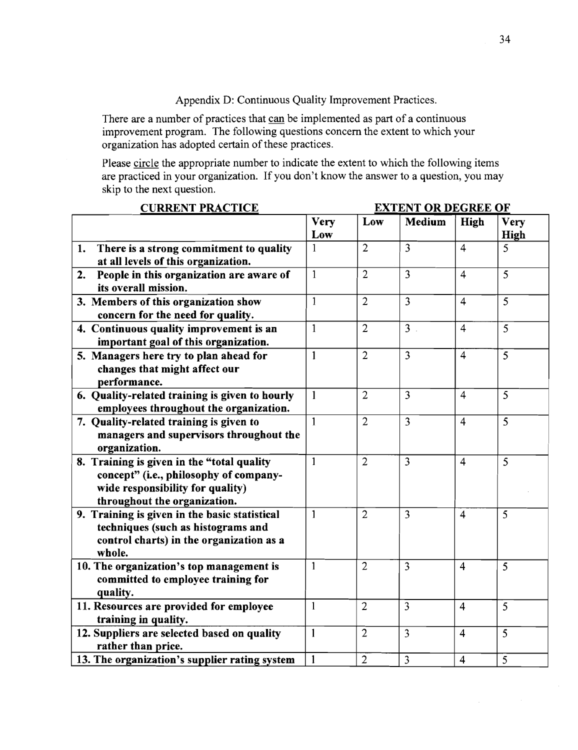Appendix D: Continuous Quality Improvement Practices.

There are a number of practices that can be implemented as part of a continuous improvement program. The following questions concern the extent to which your organization has adopted certain of these practices.

Please circle the appropriate number to indicate the extent to which the following items are practiced in your organization. If you don't know the answer to a question, you may skip to the next question.

| CURRENT PRACTICE | EXTENT OR DEGREE OF | | | | |
|---|---|---|---|---|---|
| | **Very Low** | **Low** | **Medium** | **High** | **Very High** |
| **1. There is a strong commitment to quality at all levels of this organization.** | 1 | 2 | 3 | 4 | 5 |
| **2. People in this organization are aware of its overall mission.** | 1 | 2 | 3 | 4 | 5 |
| **3. Members of this organization show concern for the need for quality.** | 1 | 2 | 3 | 4 | 5 |
| **4. Continuous quality improvement is an important goal of this organization.** | 1 | 2 | 3 | 4 | 5 |
| **5. Managers here try to plan ahead for changes that might affect our performance.** | 1 | 2 | 3 | 4 | 5 |
| **6. Quality-related training is given to hourly employees throughout the organization.** | 1 | 2 | 3 | 4 | 5 |
| **7. Quality-related training is given to managers and supervisors throughout the organization.** | 1 | 2 | 3 | 4 | 5 |
| **8. Training is given in the "total quality concept" (i.e., philosophy of company-wide responsibility for quality) throughout the organization.** | 1 | 2 | 3 | 4 | 5 |
| **9. Training is given in the basic statistical techniques (such as histograms and control charts) in the organization as a whole.** | 1 | 2 | 3 | 4 | 5 |
| **10. The organization's top management is committed to employee training for quality.** | 1 | 2 | 3 | 4 | 5 |
| **11. Resources are provided for employee training in quality.** | 1 | 2 | 3 | 4 | 5 |
| **12. Suppliers are selected based on quality rather than price.** | 1 | 2 | 3 | 4 | 5 |
| **13. The organization's supplier rating system** | 1 | 2 | 3 | 4 | 5 |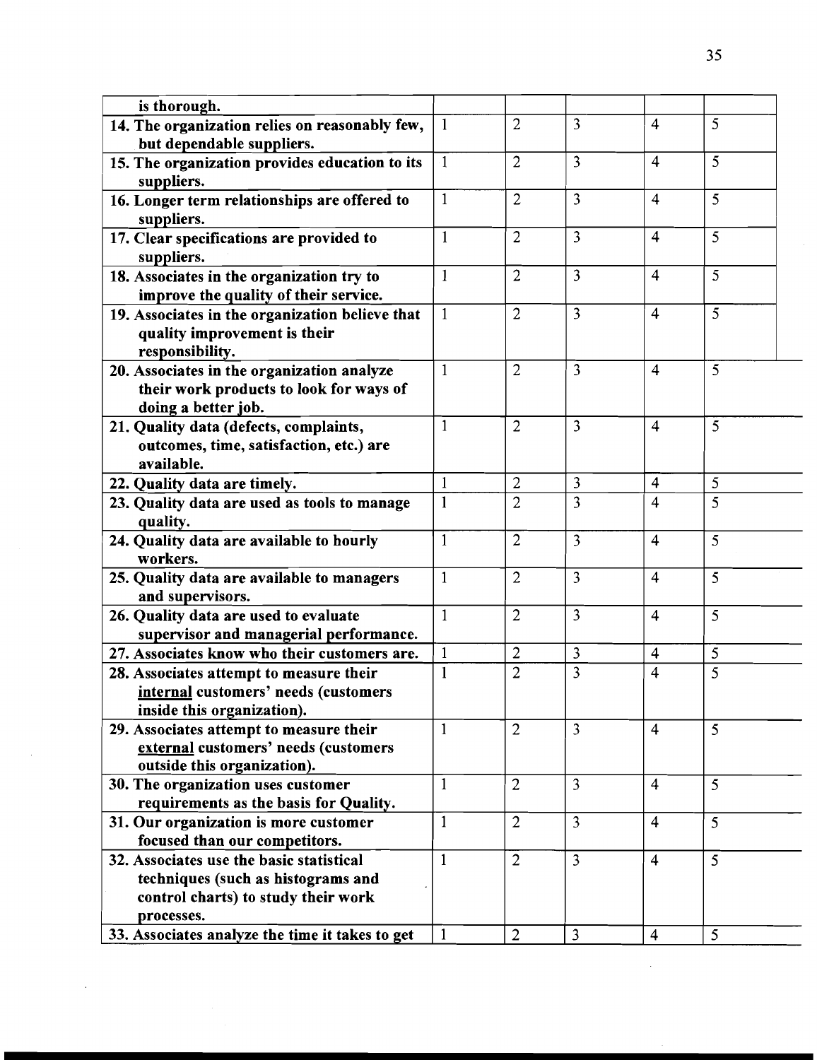| | | | | | |
|---|---|---|---|---|---|
| is thorough. | | | | | |
| 14. The organization relies on reasonably few, but dependable suppliers. | 1 | 2 | 3 | 4 | 5 |
| 15. The organization provides education to its suppliers. | 1 | 2 | 3 | 4 | 5 |
| 16. Longer term relationships are offered to suppliers. | 1 | 2 | 3 | 4 | 5 |
| 17. Clear specifications are provided to suppliers. | 1 | 2 | 3 | 4 | 5 |
| 18. Associates in the organization try to improve the quality of their service. | 1 | 2 | 3 | 4 | 5 |
| 19. Associates in the organization believe that quality improvement is their responsibility. | 1 | 2 | 3 | 4 | 5 |
| 20. Associates in the organization analyze their work products to look for ways of doing a better job. | 1 | 2 | 3 | 4 | 5 |
| 21. Quality data (defects, complaints, outcomes, time, satisfaction, etc.) are available. | 1 | 2 | 3 | 4 | 5 |
| 22. Quality data are timely. | 1 | 2 | 3 | 4 | 5 |
| 23. Quality data are used as tools to manage quality. | 1 | 2 | 3 | 4 | 5 |
| 24. Quality data are available to hourly workers. | 1 | 2 | 3 | 4 | 5 |
| 25. Quality data are available to managers and supervisors. | 1 | 2 | 3 | 4 | 5 |
| 26. Quality data are used to evaluate supervisor and managerial performance. | 1 | 2 | 3 | 4 | 5 |
| 27. Associates know who their customers are. | 1 | 2 | 3 | 4 | 5 |
| 28. Associates attempt to measure their internal customers' needs (customers inside this organization). | 1 | 2 | 3 | 4 | 5 |
| 29. Associates attempt to measure their external customers' needs (customers outside this organization). | 1 | 2 | 3 | 4 | 5 |
| 30. The organization uses customer requirements as the basis for Quality. | 1 | 2 | 3 | 4 | 5 |
| 31. Our organization is more customer focused than our competitors. | 1 | 2 | 3 | 4 | 5 |
| 32. Associates use the basic statistical techniques (such as histograms and control charts) to study their work processes. | 1 | 2 | 3 | 4 | 5 |
| 33. Associates analyze the time it takes to get | 1 | 2 | 3 | 4 | 5 |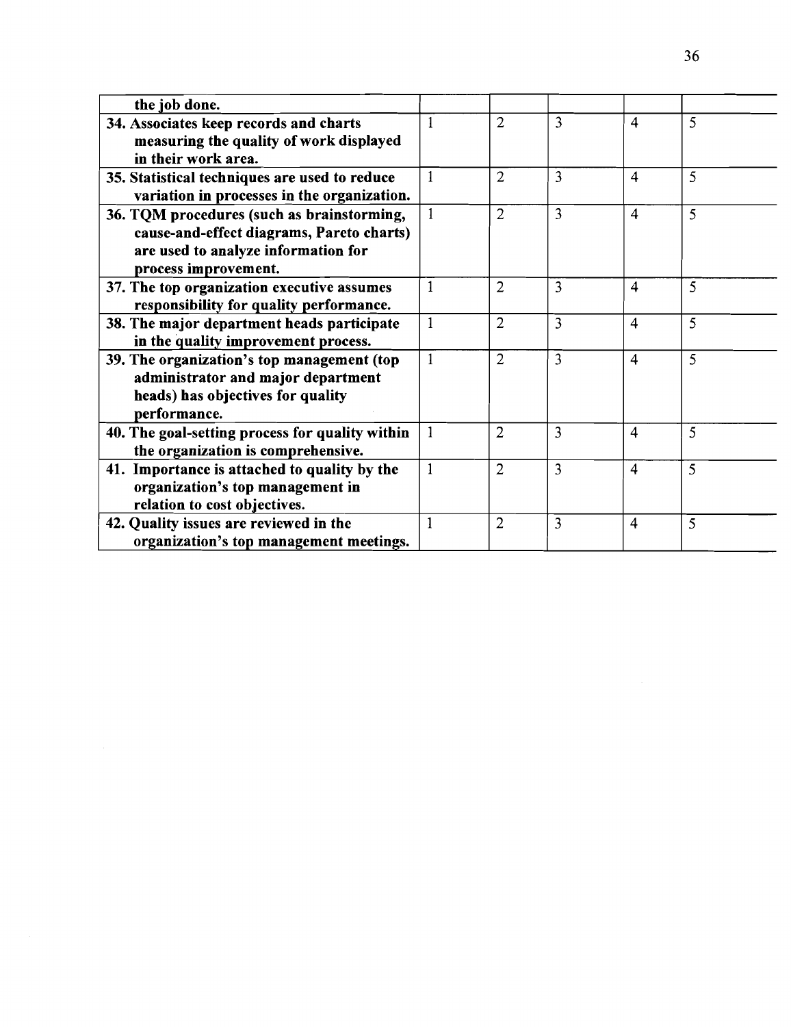| the job done. | | | | | |
|---|---|---|---|---|---|
| **34. Associates keep records and charts measuring the quality of work displayed in their work area.** | 1 | 2 | 3 | 4 | 5 |
| **35. Statistical techniques are used to reduce variation in processes in the organization.** | 1 | 2 | 3 | 4 | 5 |
| **36. TQM procedures (such as brainstorming, cause-and-effect diagrams, Pareto charts) are used to analyze information for process improvement.** | 1 | 2 | 3 | 4 | 5 |
| **37. The top organization executive assumes responsibility for quality performance.** | 1 | 2 | 3 | 4 | 5 |
| **38. The major department heads participate in the quality improvement process.** | 1 | 2 | 3 | 4 | 5 |
| **39. The organization's top management (top administrator and major department heads) has objectives for quality performance.** | 1 | 2 | 3 | 4 | 5 |
| **40. The goal-setting process for quality within the organization is comprehensive.** | 1 | 2 | 3 | 4 | 5 |
| **41. Importance is attached to quality by the organization's top management in relation to cost objectives.** | 1 | 2 | 3 | 4 | 5 |
| **42. Quality issues are reviewed in the organization's top management meetings.** | 1 | 2 | 3 | 4 | 5 |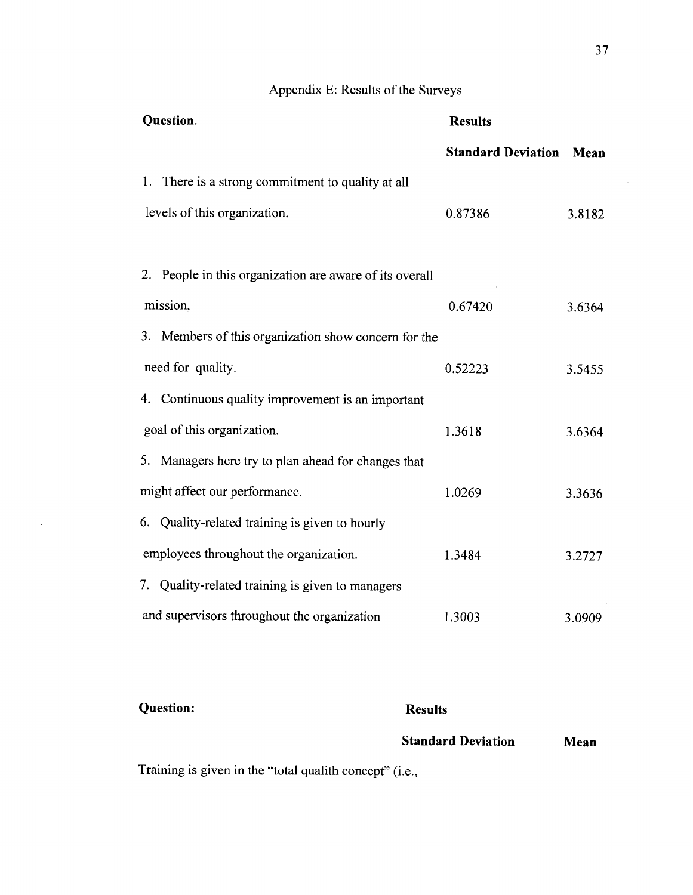# Appendix E: Results of the Surveys

| Question. | Results | |
|---|---|---|
| | **Standard Deviation** | **Mean** |
| 1. There is a strong commitment to quality at all levels of this organization. | 0.87386 | 3.8182 |
| 2. People in this organization are aware of its overall mission, | 0.67420 | 3.6364 |
| 3. Members of this organization show concern for the need for quality. | 0.52223 | 3.5455 |
| 4. Continuous quality improvement is an important goal of this organization. | 1.3618 | 3.6364 |
| 5. Managers here try to plan ahead for changes that might affect our performance. | 1.0269 | 3.3636 |
| 6. Quality-related training is given to hourly employees throughout the organization. | 1.3484 | 3.2727 |
| 7. Quality-related training is given to managers and supervisors throughout the organization | 1.3003 | 3.0909 |

| Question: | Results | |
|---|---|---|
| | **Standard Deviation** | **Mean** |

Training is given in the "total qualith concept" (i.e.,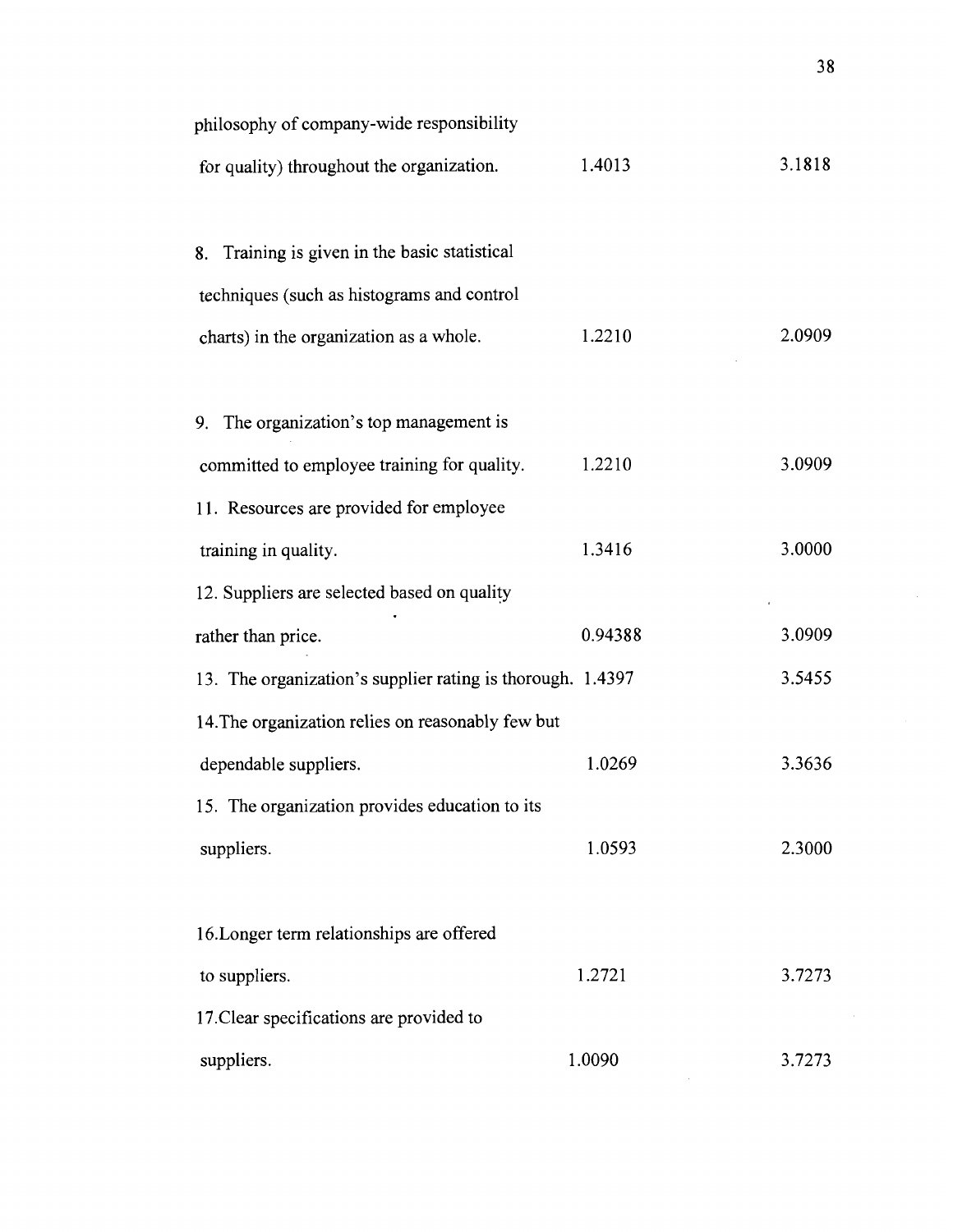| | | |
|---|---|---|
| philosophy of company-wide responsibility for quality) throughout the organization. | 1.4013 | 3.1818 |
| 8. Training is given in the basic statistical techniques (such as histograms and control charts) in the organization as a whole. | 1.2210 | 2.0909 |
| 9. The organization's top management is committed to employee training for quality. | 1.2210 | 3.0909 |
| 11. Resources are provided for employee training in quality. | 1.3416 | 3.0000 |
| 12. Suppliers are selected based on quality rather than price. | 0.94388 | 3.0909 |
| 13. The organization's supplier rating is thorough. | 1.4397 | 3.5455 |
| 14. The organization relies on reasonably few but dependable suppliers. | 1.0269 | 3.3636 |
| 15. The organization provides education to its suppliers. | 1.0593 | 2.3000 |
| 16. Longer term relationships are offered to suppliers. | 1.2721 | 3.7273 |
| 17. Clear specifications are provided to suppliers. | 1.0090 | 3.7273 |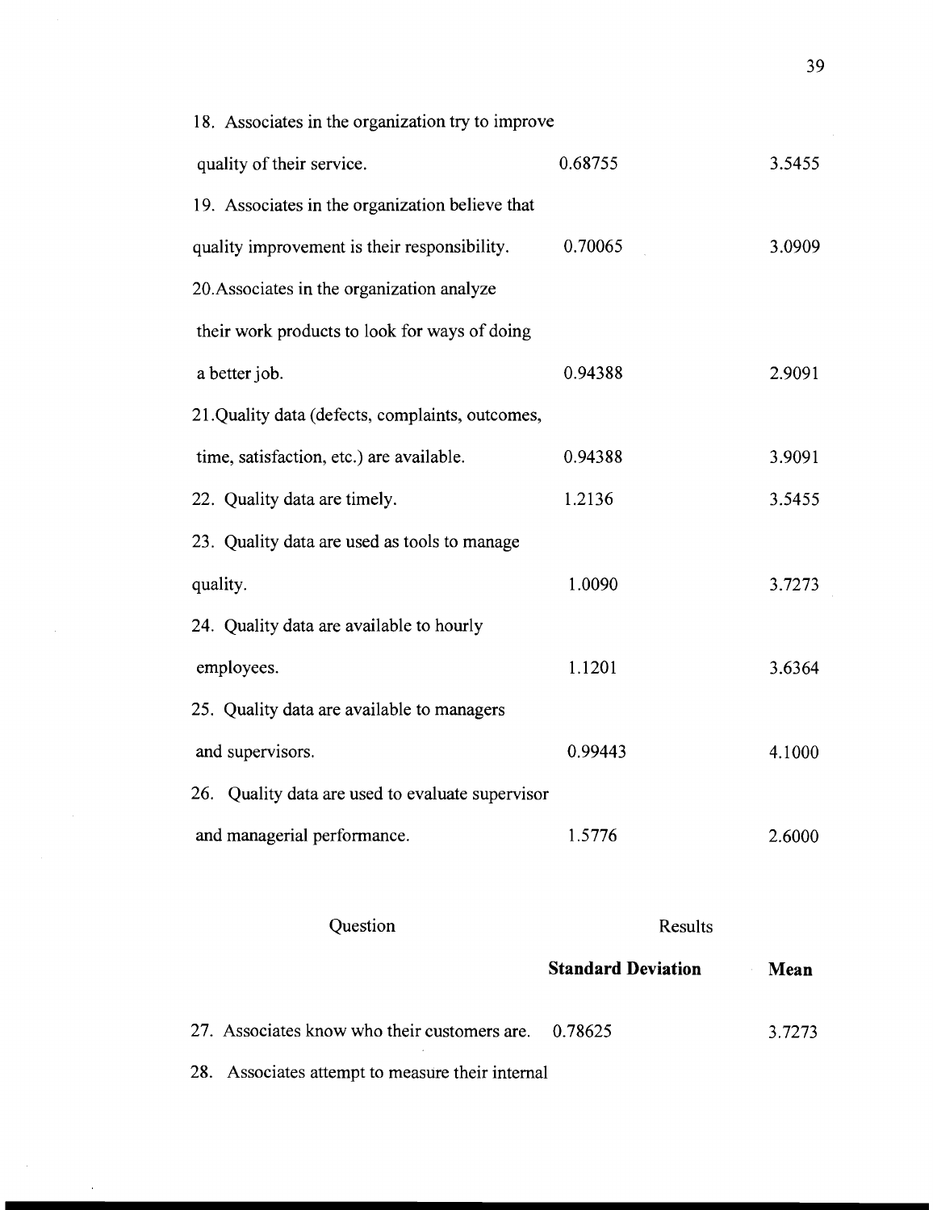| | | |
|---|---|---|
| 18. Associates in the organization try to improve quality of their service. | 0.68755 | 3.5455 |
| 19. Associates in the organization believe that quality improvement is their responsibility. | 0.70065 | 3.0909 |
| 20. Associates in the organization analyze their work products to look for ways of doing a better job. | 0.94388 | 2.9091 |
| 21. Quality data (defects, complaints, outcomes, time, satisfaction, etc.) are available. | 0.94388 | 3.9091 |
| 22. Quality data are timely. | 1.2136 | 3.5455 |
| 23. Quality data are used as tools to manage quality. | 1.0090 | 3.7273 |
| 24. Quality data are available to hourly employees. | 1.1201 | 3.6364 |
| 25. Quality data are available to managers and supervisors. | 0.99443 | 4.1000 |
| 26. Quality data are used to evaluate supervisor and managerial performance. | 1.5776 | 2.6000 |

| Question | Results | |
|---|---|---|
| | **Standard Deviation** | **Mean** |
| 27. Associates know who their customers are. | 0.78625 | 3.7273 |
| 28. Associates attempt to measure their internal | | |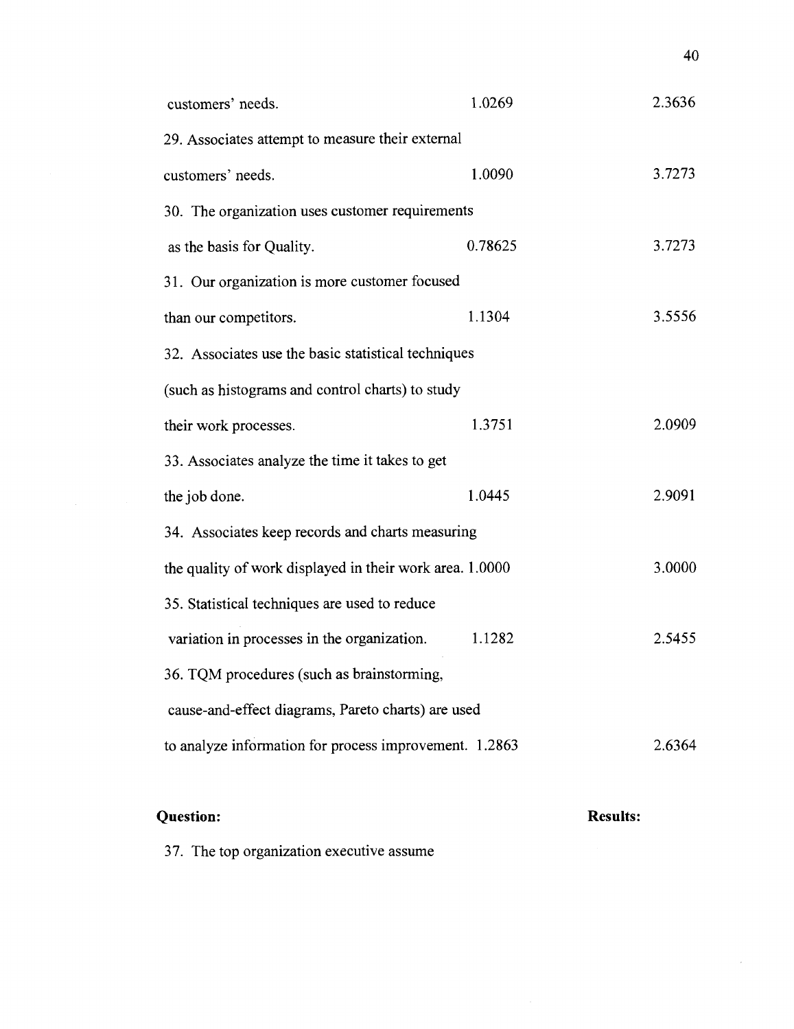| | | |
|---|---|---|
| customers' needs. | 1.0269 | 2.3636 |
| 29. Associates attempt to measure their external customers' needs. | 1.0090 | 3.7273 |
| 30. The organization uses customer requirements as the basis for Quality. | 0.78625 | 3.7273 |
| 31. Our organization is more customer focused than our competitors. | 1.1304 | 3.5556 |
| 32. Associates use the basic statistical techniques (such as histograms and control charts) to study their work processes. | 1.3751 | 2.0909 |
| 33. Associates analyze the time it takes to get the job done. | 1.0445 | 2.9091 |
| 34. Associates keep records and charts measuring the quality of work displayed in their work area. | 1.0000 | 3.0000 |
| 35. Statistical techniques are used to reduce variation in processes in the organization. | 1.1282 | 2.5455 |
| 36. TQM procedures (such as brainstorming, cause-and-effect diagrams, Pareto charts) are used to analyze information for process improvement. | 1.2863 | 2.6364 |

**Question:** **Results:**

37. The top organization executive assume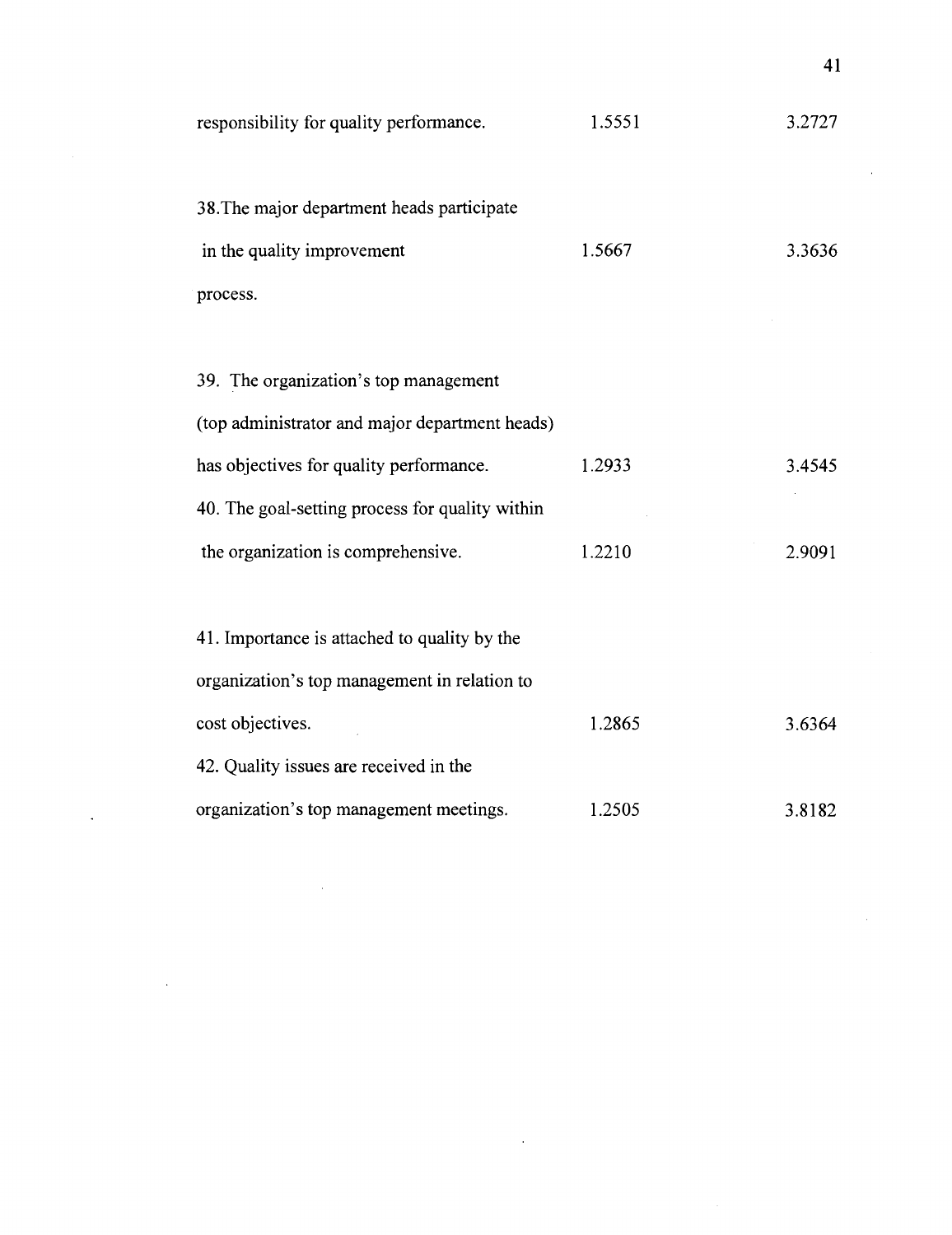| | | |
|---|---|---|
| responsibility for quality performance. | 1.5551 | 3.2727 |
| 38. The major department heads participate in the quality improvement process. | 1.5667 | 3.3636 |
| 39. The organization's top management (top administrator and major department heads) has objectives for quality performance. | 1.2933 | 3.4545 |
| 40. The goal-setting process for quality within the organization is comprehensive. | 1.2210 | 2.9091 |
| 41. Importance is attached to quality by the organization's top management in relation to cost objectives. | 1.2865 | 3.6364 |
| 42. Quality issues are received in the organization's top management meetings. | 1.2505 | 3.8182 |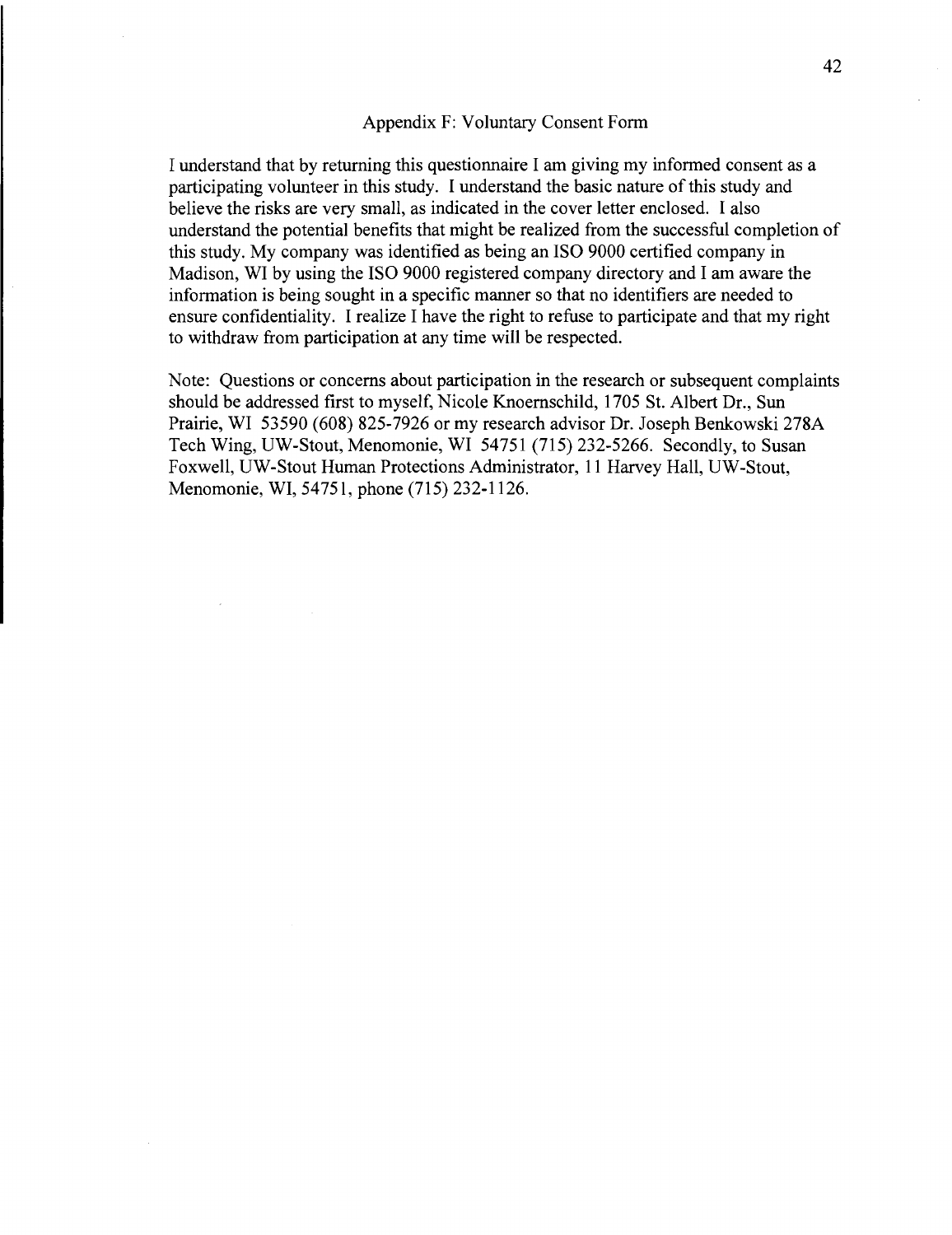## Appendix F: Voluntary Consent Form

I understand that by returning this questionnaire I am giving my informed consent as a participating volunteer in this study. I understand the basic nature of this study and believe the risks are very small, as indicated in the cover letter enclosed. I also understand the potential benefits that might be realized from the successful completion of this study. My company was identified as being an ISO 9000 certified company in Madison, WI by using the ISO 9000 registered company directory and I am aware the information is being sought in a specific manner so that no identifiers are needed to ensure confidentiality. I realize I have the right to refuse to participate and that my right to withdraw from participation at any time will be respected.

Note: Questions or concerns about participation in the research or subsequent complaints should be addressed first to myself, Nicole Knoernschild, 1705 St. Albert Dr., Sun Prairie, WI 53590 (608) 825-7926 or my research advisor Dr. Joseph Benkowski 278A Tech Wing, UW-Stout, Menomonie, WI 54751 (715) 232-5266. Secondly, to Susan Foxwell, UW-Stout Human Protections Administrator, 11 Harvey Hall, UW-Stout, Menomonie, WI, 54751, phone (715) 232-1126.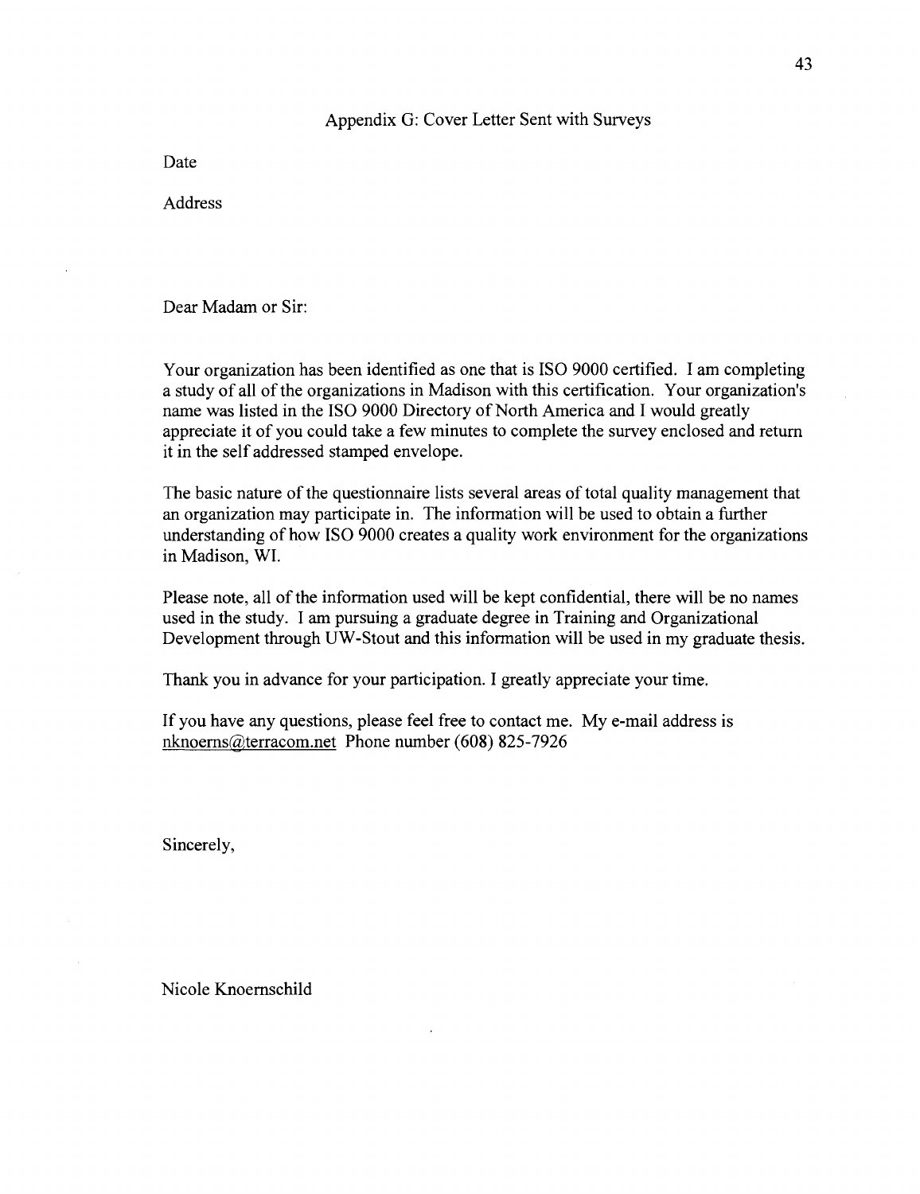## Appendix G: Cover Letter Sent with Surveys

Date

Address

Dear Madam or Sir:

Your organization has been identified as one that is ISO 9000 certified. I am completing a study of all of the organizations in Madison with this certification. Your organization's name was listed in the ISO 9000 Directory of North America and I would greatly appreciate it of you could take a few minutes to complete the survey enclosed and return it in the self addressed stamped envelope.

The basic nature of the questionnaire lists several areas of total quality management that an organization may participate in. The information will be used to obtain a further understanding of how ISO 9000 creates a quality work environment for the organizations in Madison, WI.

Please note, all of the information used will be kept confidential, there will be no names used in the study. I am pursuing a graduate degree in Training and Organizational Development through UW-Stout and this information will be used in my graduate thesis.

Thank you in advance for your participation. I greatly appreciate your time.

If you have any questions, please feel free to contact me. My e-mail address is nknoerns@terracom.net Phone number (608) 825-7926

Sincerely,

Nicole Knoernschild